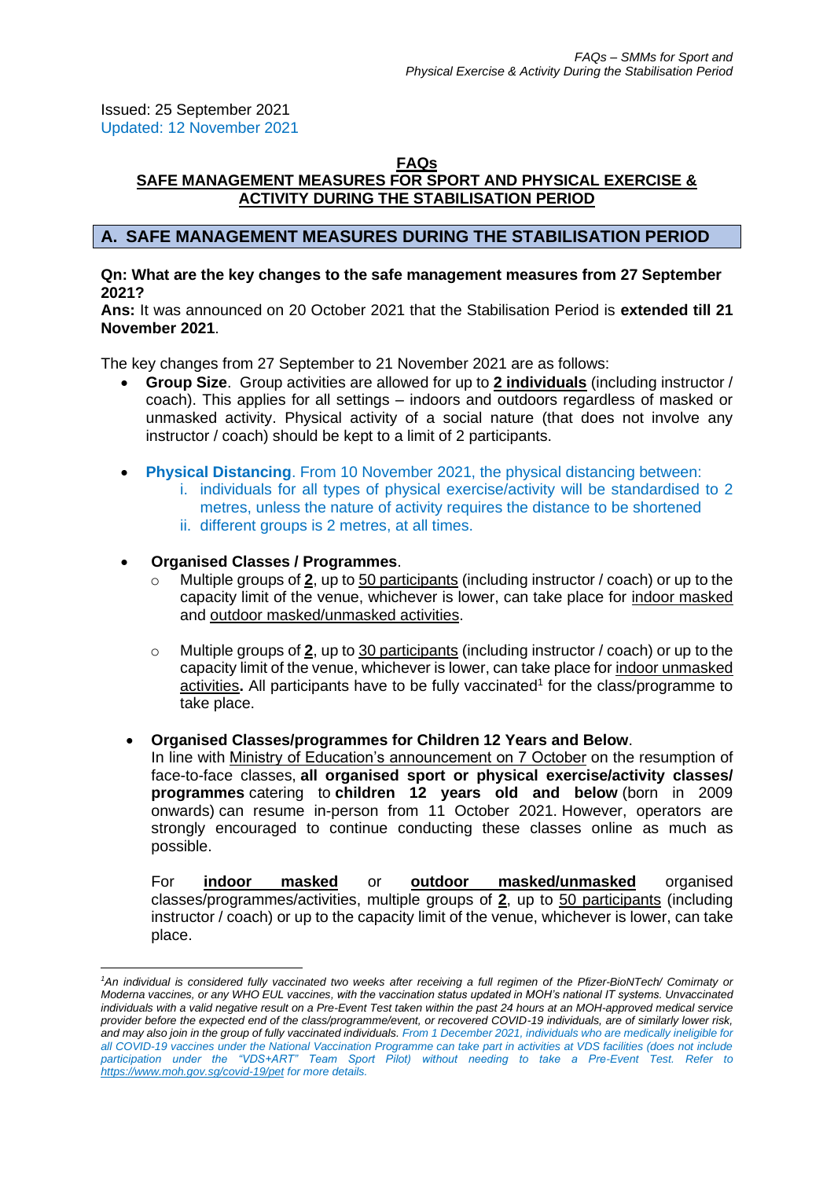Issued: 25 September 2021
Updated: 12 November 2021

# FAQs
# SAFE MANAGEMENT MEASURES FOR SPORT AND PHYSICAL EXERCISE & ACTIVITY DURING THE STABILISATION PERIOD

## A. SAFE MANAGEMENT MEASURES DURING THE STABILISATION PERIOD

**Qn: What are the key changes to the safe management measures from 27 September 2021?**

**Ans:** It was announced on 20 October 2021 that the Stabilisation Period is **extended till 21 November 2021**.

The key changes from 27 September to 21 November 2021 are as follows:

- **Group Size**. Group activities are allowed for up to **2 individuals** (including instructor / coach). This applies for all settings – indoors and outdoors regardless of masked or unmasked activity. Physical activity of a social nature (that does not involve any instructor / coach) should be kept to a limit of 2 participants.

- **Physical Distancing**. From 10 November 2021, the physical distancing between:
  - i. individuals for all types of physical exercise/activity will be standardised to 2 metres, unless the nature of activity requires the distance to be shortened
  - ii. different groups is 2 metres, at all times.

- **Organised Classes / Programmes**.
  - Multiple groups of **2**, up to 50 participants (including instructor / coach) or up to the capacity limit of the venue, whichever is lower, can take place for indoor masked and outdoor masked/unmasked activities.
  - Multiple groups of **2**, up to 30 participants (including instructor / coach) or up to the capacity limit of the venue, whichever is lower, can take place for indoor unmasked activities**.** All participants have to be fully vaccinated[1] for the class/programme to take place.

- **Organised Classes/programmes for Children 12 Years and Below**.

  In line with Ministry of Education's announcement on 7 October on the resumption of face-to-face classes, **all organised sport or physical exercise/activity classes/ programmes** catering to **children 12 years old and below** (born in 2009 onwards) can resume in-person from 11 October 2021. However, operators are strongly encouraged to continue conducting these classes online as much as possible.

  For **indoor masked** or **outdoor masked/unmasked** organised classes/programmes/activities, multiple groups of **2**, up to 50 participants (including instructor / coach) or up to the capacity limit of the venue, whichever is lower, can take place.

---

*[1]An individual is considered fully vaccinated two weeks after receiving a full regimen of the Pfizer-BioNTech/ Comirnaty or Moderna vaccines, or any WHO EUL vaccines, with the vaccination status updated in MOH's national IT systems. Unvaccinated individuals with a valid negative result on a Pre-Event Test taken within the past 24 hours at an MOH-approved medical service provider before the expected end of the class/programme/event, or recovered COVID-19 individuals, are of similarly lower risk, and may also join in the group of fully vaccinated individuals. From 1 December 2021, individuals who are medically ineligible for all COVID-19 vaccines under the National Vaccination Programme can take part in activities at VDS facilities (does not include participation under the "VDS+ART" Team Sport Pilot) without needing to take a Pre-Event Test. Refer to https://www.moh.gov.sg/covid-19/pet for more details.*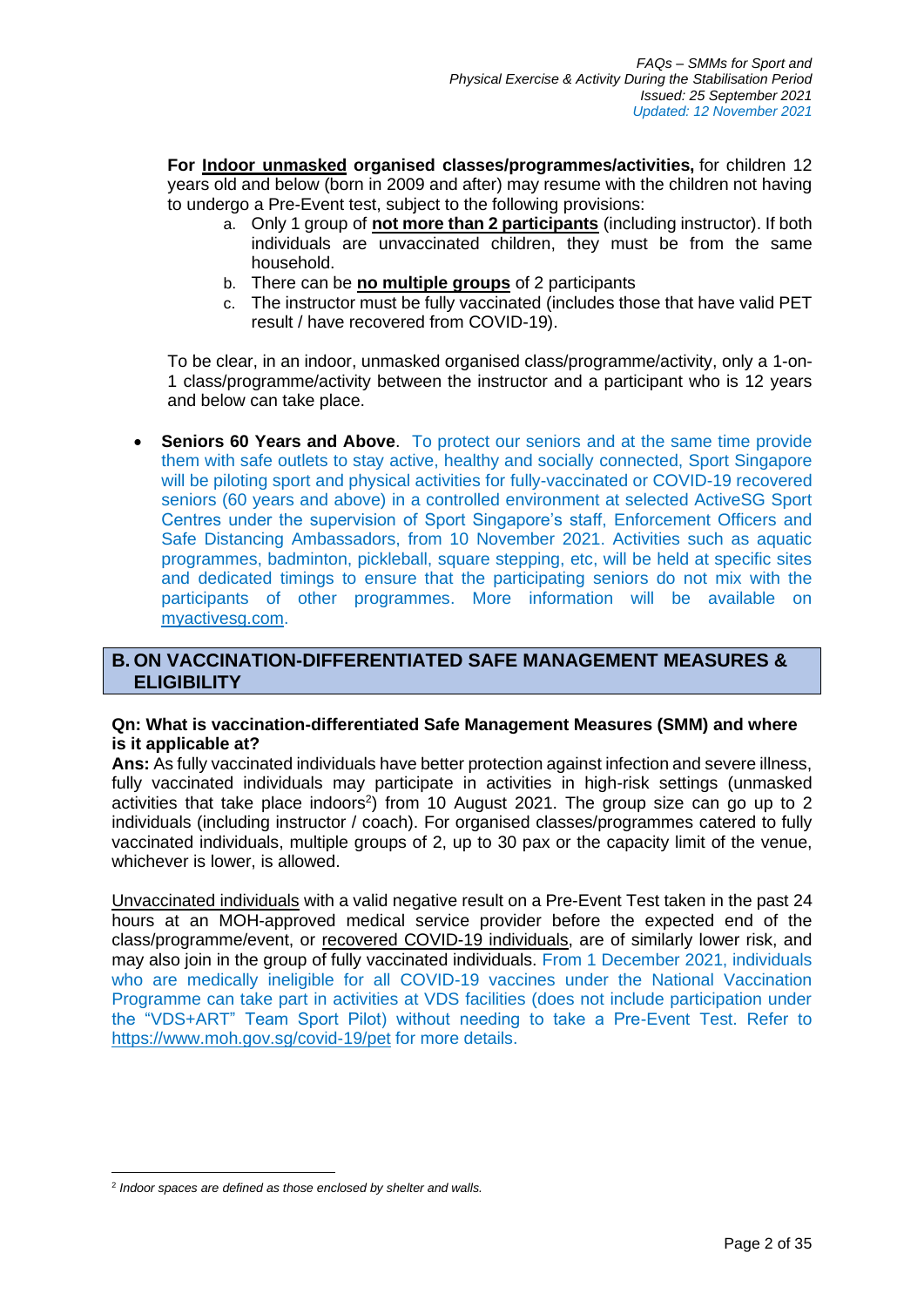**For Indoor unmasked organised classes/programmes/activities,** for children 12 years old and below (born in 2009 and after) may resume with the children not having to undergo a Pre-Event test, subject to the following provisions:

a. Only 1 group of **not more than 2 participants** (including instructor). If both individuals are unvaccinated children, they must be from the same household.
b. There can be **no multiple groups** of 2 participants
c. The instructor must be fully vaccinated (includes those that have valid PET result / have recovered from COVID-19).

To be clear, in an indoor, unmasked organised class/programme/activity, only a 1-on-1 class/programme/activity between the instructor and a participant who is 12 years and below can take place.

- **Seniors 60 Years and Above**. To protect our seniors and at the same time provide them with safe outlets to stay active, healthy and socially connected, Sport Singapore will be piloting sport and physical activities for fully-vaccinated or COVID-19 recovered seniors (60 years and above) in a controlled environment at selected ActiveSG Sport Centres under the supervision of Sport Singapore's staff, Enforcement Officers and Safe Distancing Ambassadors, from 10 November 2021. Activities such as aquatic programmes, badminton, pickleball, square stepping, etc, will be held at specific sites and dedicated timings to ensure that the participating seniors do not mix with the participants of other programmes. More information will be available on myactivesg.com.

## B. ON VACCINATION-DIFFERENTIATED SAFE MANAGEMENT MEASURES & ELIGIBILITY

**Qn: What is vaccination-differentiated Safe Management Measures (SMM) and where is it applicable at?**

**Ans:** As fully vaccinated individuals have better protection against infection and severe illness, fully vaccinated individuals may participate in activities in high-risk settings (unmasked activities that take place indoors[2]) from 10 August 2021. The group size can go up to 2 individuals (including instructor / coach). For organised classes/programmes catered to fully vaccinated individuals, multiple groups of 2, up to 30 pax or the capacity limit of the venue, whichever is lower, is allowed.

Unvaccinated individuals with a valid negative result on a Pre-Event Test taken in the past 24 hours at an MOH-approved medical service provider before the expected end of the class/programme/event, or recovered COVID-19 individuals, are of similarly lower risk, and may also join in the group of fully vaccinated individuals. From 1 December 2021, individuals who are medically ineligible for all COVID-19 vaccines under the National Vaccination Programme can take part in activities at VDS facilities (does not include participation under the "VDS+ART" Team Sport Pilot) without needing to take a Pre-Event Test. Refer to https://www.moh.gov.sg/covid-19/pet for more details.

[2] *Indoor spaces are defined as those enclosed by shelter and walls.*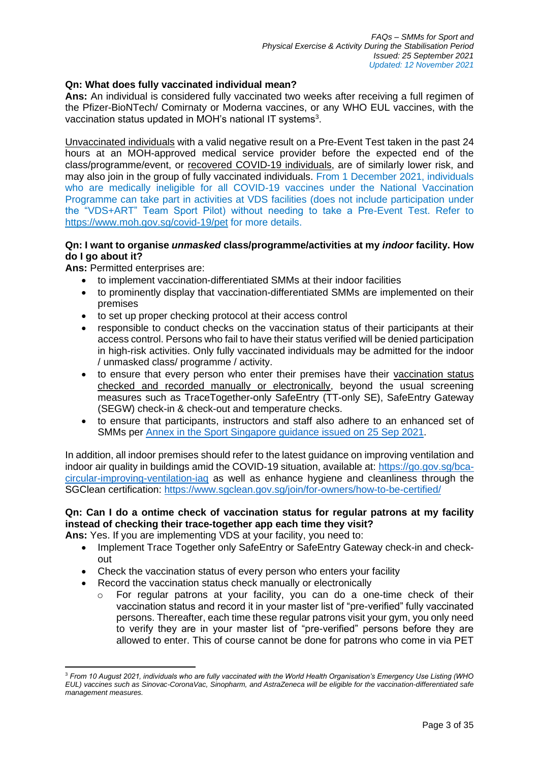**Qn: What does fully vaccinated individual mean?**

**Ans:** An individual is considered fully vaccinated two weeks after receiving a full regimen of the Pfizer-BioNTech/ Comirnaty or Moderna vaccines, or any WHO EUL vaccines, with the vaccination status updated in MOH's national IT systems[3].

Unvaccinated individuals with a valid negative result on a Pre-Event Test taken in the past 24 hours at an MOH-approved medical service provider before the expected end of the class/programme/event, or recovered COVID-19 individuals, are of similarly lower risk, and may also join in the group of fully vaccinated individuals. From 1 December 2021, individuals who are medically ineligible for all COVID-19 vaccines under the National Vaccination Programme can take part in activities at VDS facilities (does not include participation under the "VDS+ART" Team Sport Pilot) without needing to take a Pre-Event Test. Refer to https://www.moh.gov.sg/covid-19/pet for more details.

**Qn: I want to organise *unmasked* class/programme/activities at my *indoor* facility. How do I go about it?**

**Ans:** Permitted enterprises are:

- to implement vaccination-differentiated SMMs at their indoor facilities
- to prominently display that vaccination-differentiated SMMs are implemented on their premises
- to set up proper checking protocol at their access control
- responsible to conduct checks on the vaccination status of their participants at their access control. Persons who fail to have their status verified will be denied participation in high-risk activities. Only fully vaccinated individuals may be admitted for the indoor / unmasked class/ programme / activity.
- to ensure that every person who enter their premises have their vaccination status checked and recorded manually or electronically, beyond the usual screening measures such as TraceTogether-only SafeEntry (TT-only SE), SafeEntry Gateway (SEGW) check-in & check-out and temperature checks.
- to ensure that participants, instructors and staff also adhere to an enhanced set of SMMs per Annex in the Sport Singapore guidance issued on 25 Sep 2021.

In addition, all indoor premises should refer to the latest guidance on improving ventilation and indoor air quality in buildings amid the COVID-19 situation, available at: https://go.gov.sg/bca-circular-improving-ventilation-iaq as well as enhance hygiene and cleanliness through the SGClean certification: https://www.sgclean.gov.sg/join/for-owners/how-to-be-certified/

**Qn: Can I do a ontime check of vaccination status for regular patrons at my facility instead of checking their trace-together app each time they visit?**

**Ans:** Yes. If you are implementing VDS at your facility, you need to:

- Implement Trace Together only SafeEntry or SafeEntry Gateway check-in and check-out
- Check the vaccination status of every person who enters your facility
- Record the vaccination status check manually or electronically
  - For regular patrons at your facility, you can do a one-time check of their vaccination status and record it in your master list of "pre-verified" fully vaccinated persons. Thereafter, each time these regular patrons visit your gym, you only need to verify they are in your master list of "pre-verified" persons before they are allowed to enter. This of course cannot be done for patrons who come in via PET

[3] *From 10 August 2021, individuals who are fully vaccinated with the World Health Organisation's Emergency Use Listing (WHO EUL) vaccines such as Sinovac-CoronaVac, Sinopharm, and AstraZeneca will be eligible for the vaccination-differentiated safe management measures.*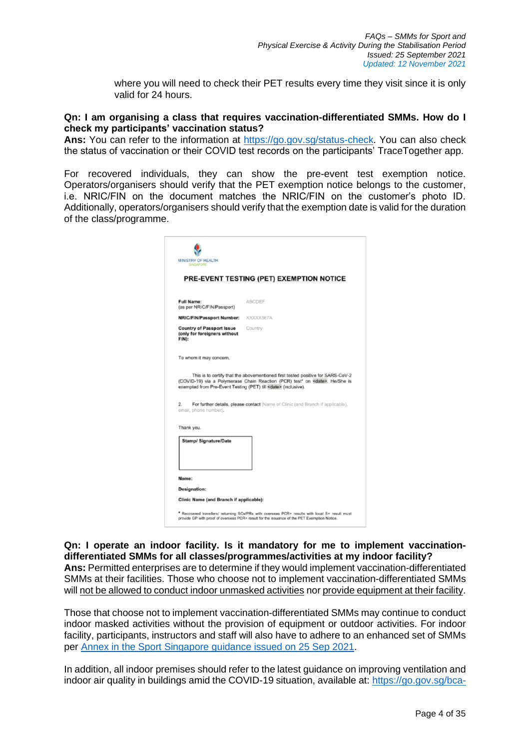where you will need to check their PET results every time they visit since it is only valid for 24 hours.

**Qn: I am organising a class that requires vaccination-differentiated SMMs. How do I check my participants' vaccination status?**
**Ans:** You can refer to the information at https://go.gov.sg/status-check. You can also check the status of vaccination or their COVID test records on the participants' TraceTogether app.

For recovered individuals, they can show the pre-event test exemption notice. Operators/organisers should verify that the PET exemption notice belongs to the customer, i.e. NRIC/FIN on the document matches the NRIC/FIN on the customer's photo ID. Additionally, operators/organisers should verify that the exemption date is valid for the duration of the class/programme.

MINISTRY OF HEALTH
SINGAPORE

**PRE-EVENT TESTING (PET) EXEMPTION NOTICE**

| | |
|---|---|
| **Full Name:** (as per NRIC/FIN/Passport) | ABCDEF |
| **NRIC/FIN/Passport Number:** | XXXXX567A |
| **Country of Passport Issue (only for foreigners without FIN):** | Country |

To whom it may concern,

This is to certify that the abovementioned first tested positive for SARS-CoV-2 (COVID-19) via a Polymerase Chain Reaction (PCR) test* on <date>. He/She is exempted from Pre-Event Testing (PET) till <date> (inclusive).

2. For further details, please contact [Name of Clinic (and Branch if applicable), email, phone number].

Thank you.

**Stamp/ Signature/Date**

**Name:**

**Designation:**

**Clinic Name (and Branch if applicable):**

\* Recovered travellers/ returning SCs/PRs with overseas PCR+ results with local S+ result must provide GP with proof of overseas PCR+ result for the issuance of the PET Exemption Notice.

**Qn: I operate an indoor facility. Is it mandatory for me to implement vaccination-differentiated SMMs for all classes/programmes/activities at my indoor facility?**
**Ans:** Permitted enterprises are to determine if they would implement vaccination-differentiated SMMs at their facilities. Those who choose not to implement vaccination-differentiated SMMs will not be allowed to conduct indoor unmasked activities nor provide equipment at their facility.

Those that choose not to implement vaccination-differentiated SMMs may continue to conduct indoor masked activities without the provision of equipment or outdoor activities. For indoor facility, participants, instructors and staff will also have to adhere to an enhanced set of SMMs per Annex in the Sport Singapore guidance issued on 25 Sep 2021.

In addition, all indoor premises should refer to the latest guidance on improving ventilation and indoor air quality in buildings amid the COVID-19 situation, available at: https://go.gov.sg/bca-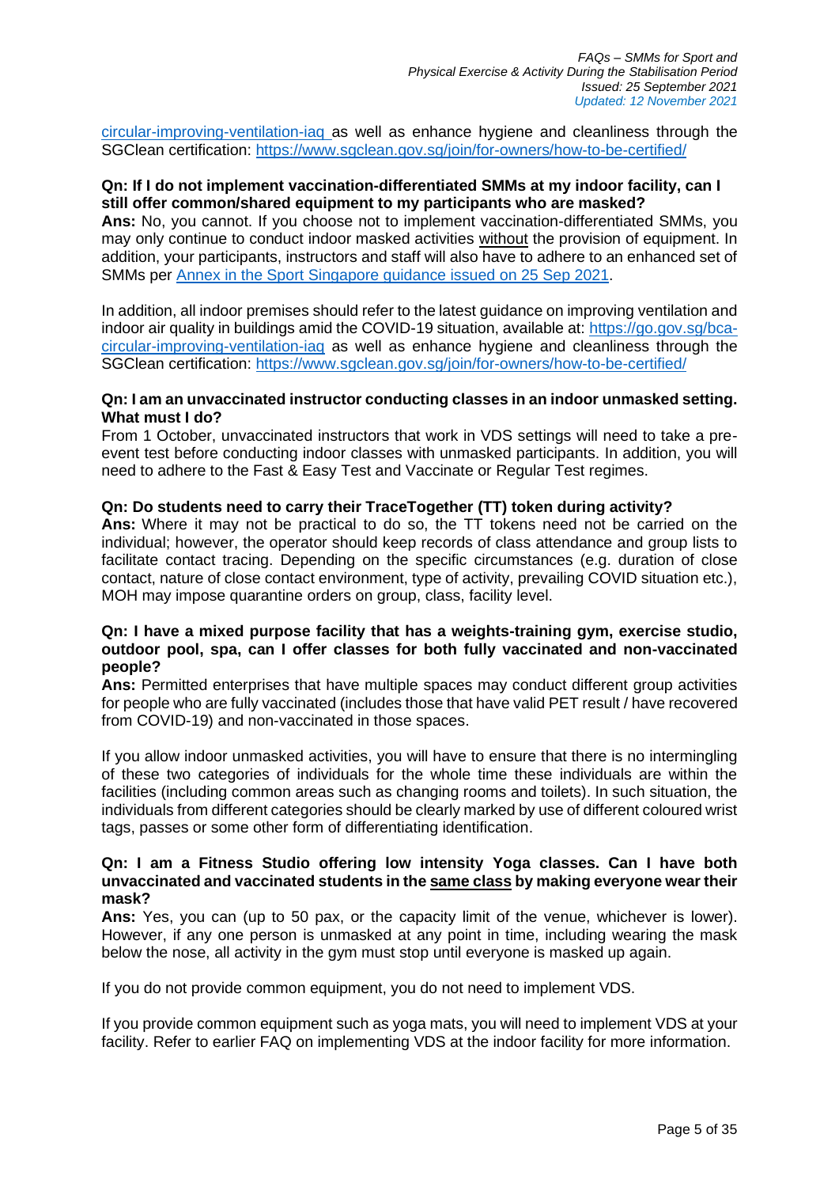circular-improving-ventilation-iaq as well as enhance hygiene and cleanliness through the SGClean certification: https://www.sgclean.gov.sg/join/for-owners/how-to-be-certified/

**Qn: If I do not implement vaccination-differentiated SMMs at my indoor facility, can I still offer common/shared equipment to my participants who are masked?**
**Ans:** No, you cannot. If you choose not to implement vaccination-differentiated SMMs, you may only continue to conduct indoor masked activities without the provision of equipment. In addition, your participants, instructors and staff will also have to adhere to an enhanced set of SMMs per Annex in the Sport Singapore guidance issued on 25 Sep 2021.

In addition, all indoor premises should refer to the latest guidance on improving ventilation and indoor air quality in buildings amid the COVID-19 situation, available at: https://go.gov.sg/bca-circular-improving-ventilation-iaq as well as enhance hygiene and cleanliness through the SGClean certification: https://www.sgclean.gov.sg/join/for-owners/how-to-be-certified/

**Qn: I am an unvaccinated instructor conducting classes in an indoor unmasked setting. What must I do?**
From 1 October, unvaccinated instructors that work in VDS settings will need to take a pre-event test before conducting indoor classes with unmasked participants. In addition, you will need to adhere to the Fast & Easy Test and Vaccinate or Regular Test regimes.

**Qn: Do students need to carry their TraceTogether (TT) token during activity?**
**Ans:** Where it may not be practical to do so, the TT tokens need not be carried on the individual; however, the operator should keep records of class attendance and group lists to facilitate contact tracing. Depending on the specific circumstances (e.g. duration of close contact, nature of close contact environment, type of activity, prevailing COVID situation etc.), MOH may impose quarantine orders on group, class, facility level.

**Qn: I have a mixed purpose facility that has a weights-training gym, exercise studio, outdoor pool, spa, can I offer classes for both fully vaccinated and non-vaccinated people?**
**Ans:** Permitted enterprises that have multiple spaces may conduct different group activities for people who are fully vaccinated (includes those that have valid PET result / have recovered from COVID-19) and non-vaccinated in those spaces.

If you allow indoor unmasked activities, you will have to ensure that there is no intermingling of these two categories of individuals for the whole time these individuals are within the facilities (including common areas such as changing rooms and toilets). In such situation, the individuals from different categories should be clearly marked by use of different coloured wrist tags, passes or some other form of differentiating identification.

**Qn: I am a Fitness Studio offering low intensity Yoga classes. Can I have both unvaccinated and vaccinated students in the same class by making everyone wear their mask?**
**Ans:** Yes, you can (up to 50 pax, or the capacity limit of the venue, whichever is lower). However, if any one person is unmasked at any point in time, including wearing the mask below the nose, all activity in the gym must stop until everyone is masked up again.

If you do not provide common equipment, you do not need to implement VDS.

If you provide common equipment such as yoga mats, you will need to implement VDS at your facility. Refer to earlier FAQ on implementing VDS at the indoor facility for more information.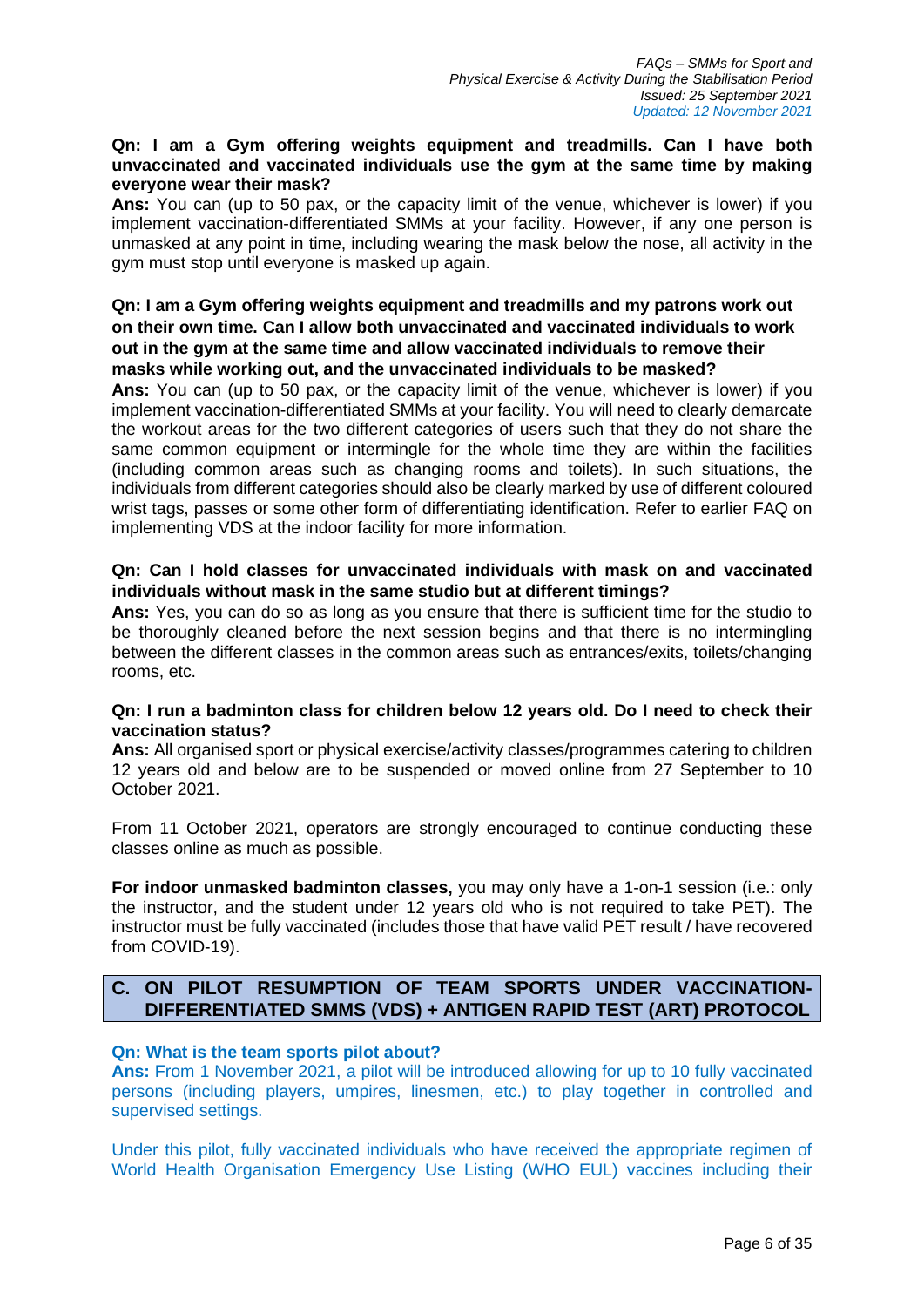**Qn: I am a Gym offering weights equipment and treadmills. Can I have both unvaccinated and vaccinated individuals use the gym at the same time by making everyone wear their mask?**

**Ans:** You can (up to 50 pax, or the capacity limit of the venue, whichever is lower) if you implement vaccination-differentiated SMMs at your facility. However, if any one person is unmasked at any point in time, including wearing the mask below the nose, all activity in the gym must stop until everyone is masked up again.

**Qn: I am a Gym offering weights equipment and treadmills and my patrons work out on their own time. Can I allow both unvaccinated and vaccinated individuals to work out in the gym at the same time and allow vaccinated individuals to remove their masks while working out, and the unvaccinated individuals to be masked?**

**Ans:** You can (up to 50 pax, or the capacity limit of the venue, whichever is lower) if you implement vaccination-differentiated SMMs at your facility. You will need to clearly demarcate the workout areas for the two different categories of users such that they do not share the same common equipment or intermingle for the whole time they are within the facilities (including common areas such as changing rooms and toilets). In such situations, the individuals from different categories should also be clearly marked by use of different coloured wrist tags, passes or some other form of differentiating identification. Refer to earlier FAQ on implementing VDS at the indoor facility for more information.

**Qn: Can I hold classes for unvaccinated individuals with mask on and vaccinated individuals without mask in the same studio but at different timings?**

**Ans:** Yes, you can do so as long as you ensure that there is sufficient time for the studio to be thoroughly cleaned before the next session begins and that there is no intermingling between the different classes in the common areas such as entrances/exits, toilets/changing rooms, etc.

**Qn: I run a badminton class for children below 12 years old. Do I need to check their vaccination status?**

**Ans:** All organised sport or physical exercise/activity classes/programmes catering to children 12 years old and below are to be suspended or moved online from 27 September to 10 October 2021.

From 11 October 2021, operators are strongly encouraged to continue conducting these classes online as much as possible.

**For indoor unmasked badminton classes,** you may only have a 1-on-1 session (i.e.: only the instructor, and the student under 12 years old who is not required to take PET). The instructor must be fully vaccinated (includes those that have valid PET result / have recovered from COVID-19).

## C. ON PILOT RESUMPTION OF TEAM SPORTS UNDER VACCINATION-DIFFERENTIATED SMMS (VDS) + ANTIGEN RAPID TEST (ART) PROTOCOL

**Qn: What is the team sports pilot about?**

**Ans:** From 1 November 2021, a pilot will be introduced allowing for up to 10 fully vaccinated persons (including players, umpires, linesmen, etc.) to play together in controlled and supervised settings.

Under this pilot, fully vaccinated individuals who have received the appropriate regimen of World Health Organisation Emergency Use Listing (WHO EUL) vaccines including their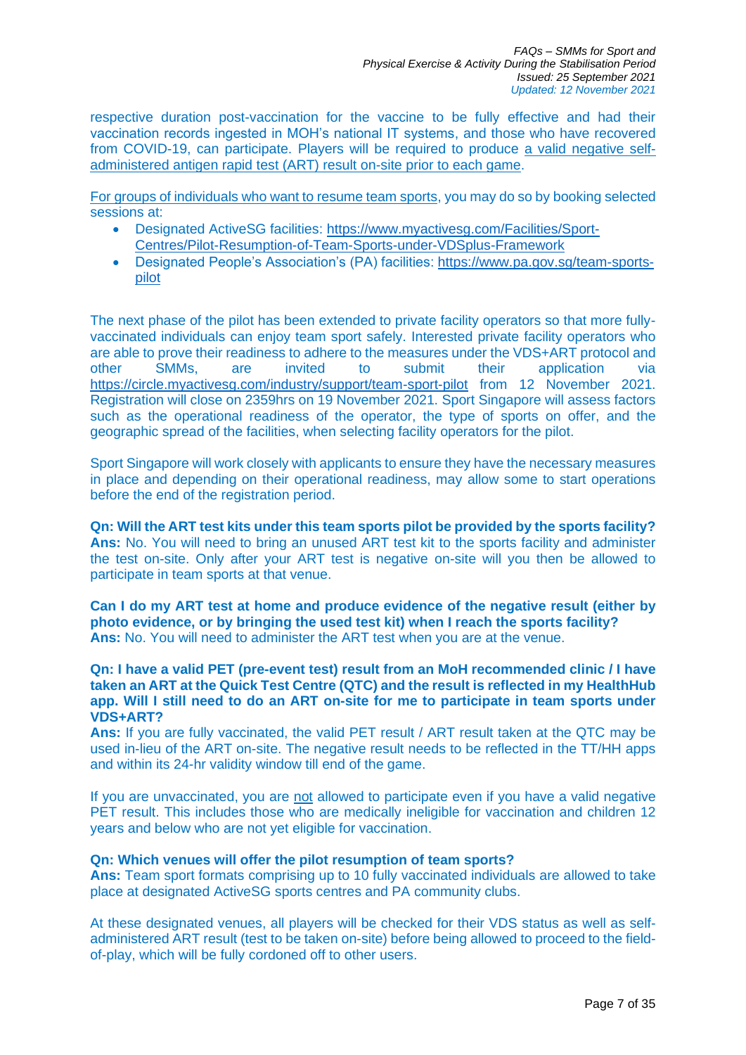respective duration post-vaccination for the vaccine to be fully effective and had their vaccination records ingested in MOH's national IT systems, and those who have recovered from COVID-19, can participate. Players will be required to produce a valid negative self-administered antigen rapid test (ART) result on-site prior to each game.

For groups of individuals who want to resume team sports, you may do so by booking selected sessions at:

- Designated ActiveSG facilities: https://www.myactivesg.com/Facilities/Sport-Centres/Pilot-Resumption-of-Team-Sports-under-VDSplus-Framework
- Designated People's Association's (PA) facilities: https://www.pa.gov.sg/team-sports-pilot

The next phase of the pilot has been extended to private facility operators so that more fully-vaccinated individuals can enjoy team sport safely. Interested private facility operators who are able to prove their readiness to adhere to the measures under the VDS+ART protocol and other SMMs, are invited to submit their application via https://circle.myactivesg.com/industry/support/team-sport-pilot from 12 November 2021. Registration will close on 2359hrs on 19 November 2021. Sport Singapore will assess factors such as the operational readiness of the operator, the type of sports on offer, and the geographic spread of the facilities, when selecting facility operators for the pilot.

Sport Singapore will work closely with applicants to ensure they have the necessary measures in place and depending on their operational readiness, may allow some to start operations before the end of the registration period.

**Qn: Will the ART test kits under this team sports pilot be provided by the sports facility?**
**Ans:** No. You will need to bring an unused ART test kit to the sports facility and administer the test on-site. Only after your ART test is negative on-site will you then be allowed to participate in team sports at that venue.

**Can I do my ART test at home and produce evidence of the negative result (either by photo evidence, or by bringing the used test kit) when I reach the sports facility?**
**Ans:** No. You will need to administer the ART test when you are at the venue.

**Qn: I have a valid PET (pre-event test) result from an MoH recommended clinic / I have taken an ART at the Quick Test Centre (QTC) and the result is reflected in my HealthHub app. Will I still need to do an ART on-site for me to participate in team sports under VDS+ART?**
**Ans:** If you are fully vaccinated, the valid PET result / ART result taken at the QTC may be used in-lieu of the ART on-site. The negative result needs to be reflected in the TT/HH apps and within its 24-hr validity window till end of the game.

If you are unvaccinated, you are not allowed to participate even if you have a valid negative PET result. This includes those who are medically ineligible for vaccination and children 12 years and below who are not yet eligible for vaccination.

**Qn: Which venues will offer the pilot resumption of team sports?**
**Ans:** Team sport formats comprising up to 10 fully vaccinated individuals are allowed to take place at designated ActiveSG sports centres and PA community clubs.

At these designated venues, all players will be checked for their VDS status as well as self-administered ART result (test to be taken on-site) before being allowed to proceed to the field-of-play, which will be fully cordoned off to other users.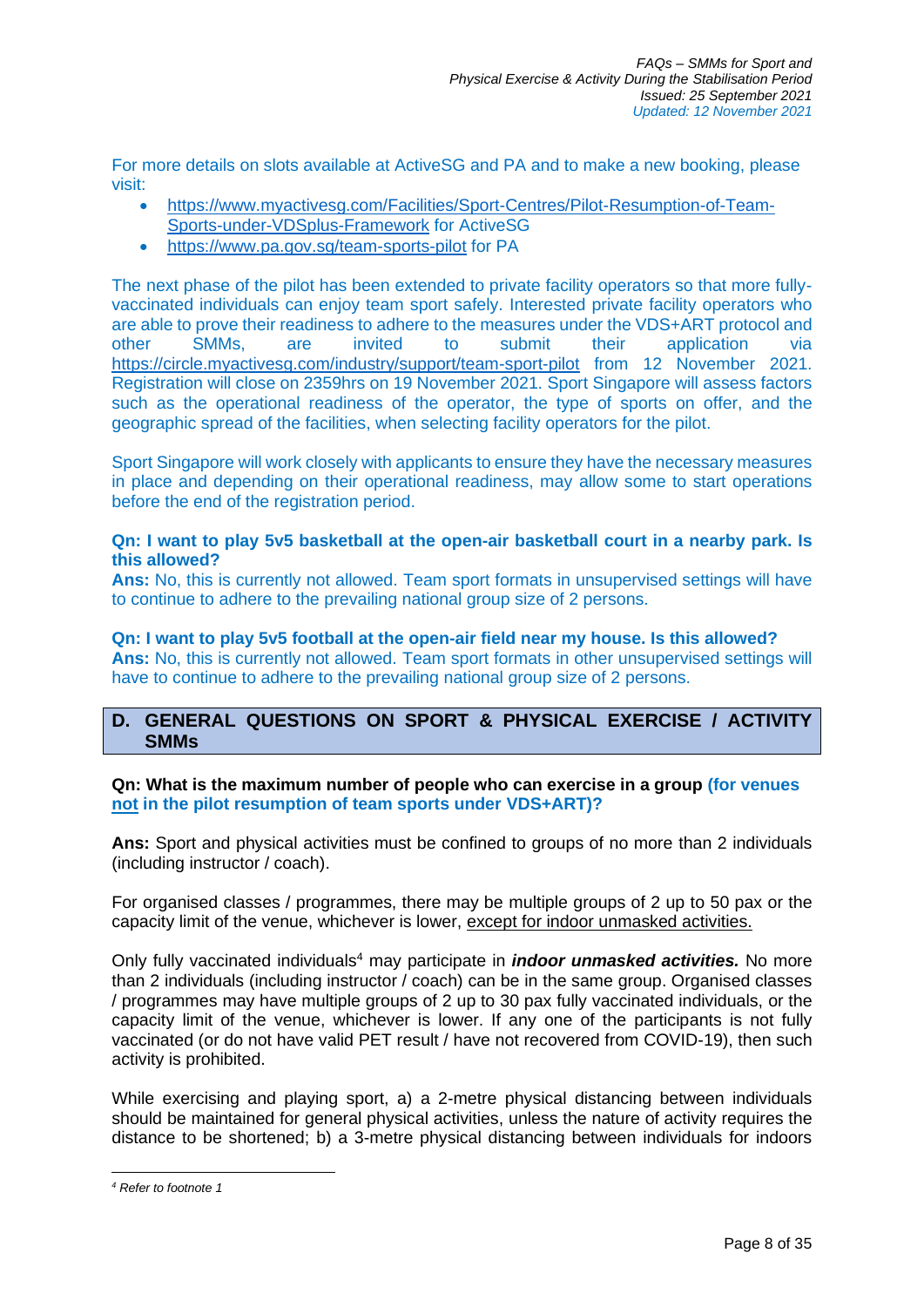For more details on slots available at ActiveSG and PA and to make a new booking, please visit:

- https://www.myactivesg.com/Facilities/Sport-Centres/Pilot-Resumption-of-Team-Sports-under-VDSplus-Framework for ActiveSG
- https://www.pa.gov.sg/team-sports-pilot for PA

The next phase of the pilot has been extended to private facility operators so that more fully-vaccinated individuals can enjoy team sport safely. Interested private facility operators who are able to prove their readiness to adhere to the measures under the VDS+ART protocol and other SMMs, are invited to submit their application via https://circle.myactivesg.com/industry/support/team-sport-pilot from 12 November 2021. Registration will close on 2359hrs on 19 November 2021. Sport Singapore will assess factors such as the operational readiness of the operator, the type of sports on offer, and the geographic spread of the facilities, when selecting facility operators for the pilot.

Sport Singapore will work closely with applicants to ensure they have the necessary measures in place and depending on their operational readiness, may allow some to start operations before the end of the registration period.

**Qn: I want to play 5v5 basketball at the open-air basketball court in a nearby park. Is this allowed?**
**Ans:** No, this is currently not allowed. Team sport formats in unsupervised settings will have to continue to adhere to the prevailing national group size of 2 persons.

**Qn: I want to play 5v5 football at the open-air field near my house. Is this allowed?**
**Ans:** No, this is currently not allowed. Team sport formats in other unsupervised settings will have to continue to adhere to the prevailing national group size of 2 persons.

## D. GENERAL QUESTIONS ON SPORT & PHYSICAL EXERCISE / ACTIVITY SMMs

**Qn: What is the maximum number of people who can exercise in a group (for venues <u>not</u> in the pilot resumption of team sports under VDS+ART)?**

**Ans:** Sport and physical activities must be confined to groups of no more than 2 individuals (including instructor / coach).

For organised classes / programmes, there may be multiple groups of 2 up to 50 pax or the capacity limit of the venue, whichever is lower, <u>except for indoor unmasked activities.</u>

Only fully vaccinated individuals[4] may participate in ***indoor unmasked activities.*** No more than 2 individuals (including instructor / coach) can be in the same group. Organised classes / programmes may have multiple groups of 2 up to 30 pax fully vaccinated individuals, or the capacity limit of the venue, whichever is lower. If any one of the participants is not fully vaccinated (or do not have valid PET result / have not recovered from COVID-19), then such activity is prohibited.

While exercising and playing sport, a) a 2-metre physical distancing between individuals should be maintained for general physical activities, unless the nature of activity requires the distance to be shortened; b) a 3-metre physical distancing between individuals for indoors

[4] *Refer to footnote 1*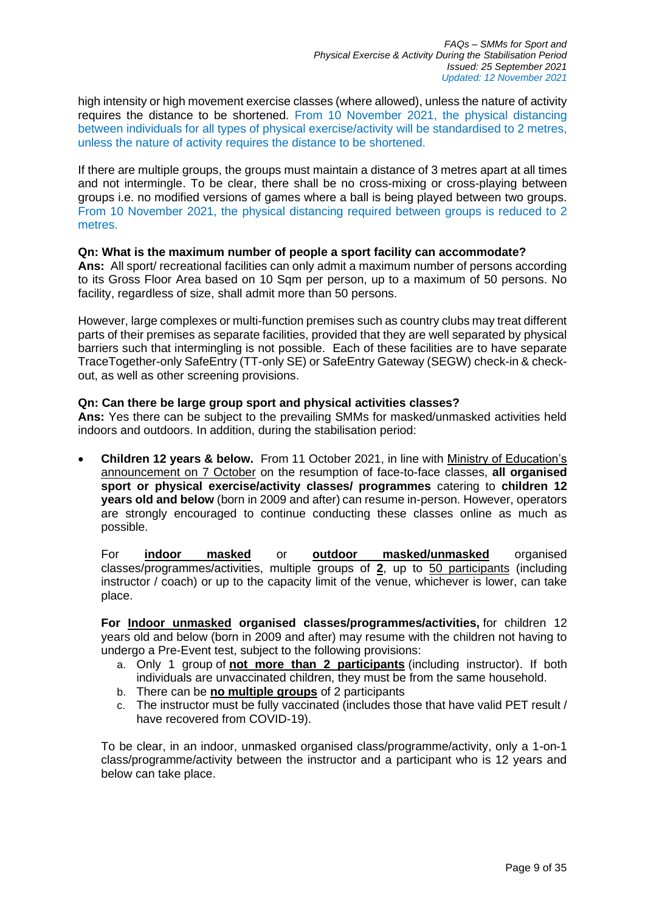high intensity or high movement exercise classes (where allowed), unless the nature of activity requires the distance to be shortened. From 10 November 2021, the physical distancing between individuals for all types of physical exercise/activity will be standardised to 2 metres, unless the nature of activity requires the distance to be shortened.

If there are multiple groups, the groups must maintain a distance of 3 metres apart at all times and not intermingle. To be clear, there shall be no cross-mixing or cross-playing between groups i.e. no modified versions of games where a ball is being played between two groups. From 10 November 2021, the physical distancing required between groups is reduced to 2 metres.

**Qn: What is the maximum number of people a sport facility can accommodate?**
**Ans:** All sport/ recreational facilities can only admit a maximum number of persons according to its Gross Floor Area based on 10 Sqm per person, up to a maximum of 50 persons. No facility, regardless of size, shall admit more than 50 persons.

However, large complexes or multi-function premises such as country clubs may treat different parts of their premises as separate facilities, provided that they are well separated by physical barriers such that intermingling is not possible. Each of these facilities are to have separate TraceTogether-only SafeEntry (TT-only SE) or SafeEntry Gateway (SEGW) check-in & check-out, as well as other screening provisions.

**Qn: Can there be large group sport and physical activities classes?**
**Ans:** Yes there can be subject to the prevailing SMMs for masked/unmasked activities held indoors and outdoors. In addition, during the stabilisation period:

- **Children 12 years & below.** From 11 October 2021, in line with Ministry of Education's announcement on 7 October on the resumption of face-to-face classes, **all organised sport or physical exercise/activity classes/ programmes** catering to **children 12 years old and below** (born in 2009 and after) can resume in-person. However, operators are strongly encouraged to continue conducting these classes online as much as possible.

  For **indoor masked** or **outdoor masked/unmasked** organised classes/programmes/activities, multiple groups of **2**, up to 50 participants (including instructor / coach) or up to the capacity limit of the venue, whichever is lower, can take place.

  **For Indoor unmasked organised classes/programmes/activities,** for children 12 years old and below (born in 2009 and after) may resume with the children not having to undergo a Pre-Event test, subject to the following provisions:

  a. Only 1 group of **not more than 2 participants** (including instructor). If both individuals are unvaccinated children, they must be from the same household.
  b. There can be **no multiple groups** of 2 participants
  c. The instructor must be fully vaccinated (includes those that have valid PET result / have recovered from COVID-19).

  To be clear, in an indoor, unmasked organised class/programme/activity, only a 1-on-1 class/programme/activity between the instructor and a participant who is 12 years and below can take place.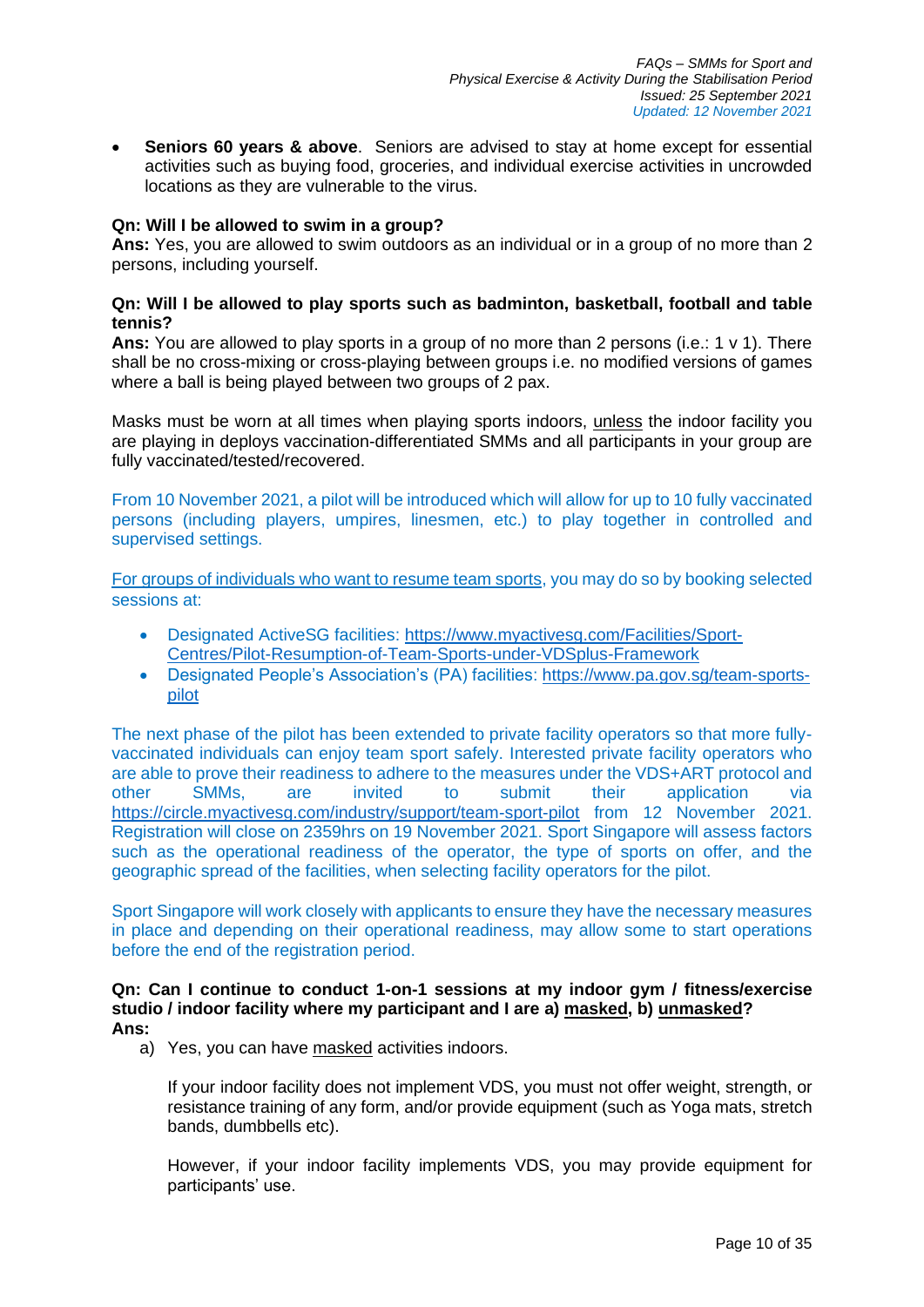- **Seniors 60 years & above**. Seniors are advised to stay at home except for essential activities such as buying food, groceries, and individual exercise activities in uncrowded locations as they are vulnerable to the virus.

**Qn: Will I be allowed to swim in a group?**
**Ans:** Yes, you are allowed to swim outdoors as an individual or in a group of no more than 2 persons, including yourself.

**Qn: Will I be allowed to play sports such as badminton, basketball, football and table tennis?**
**Ans:** You are allowed to play sports in a group of no more than 2 persons (i.e.: 1 v 1). There shall be no cross-mixing or cross-playing between groups i.e. no modified versions of games where a ball is being played between two groups of 2 pax.

Masks must be worn at all times when playing sports indoors, unless the indoor facility you are playing in deploys vaccination-differentiated SMMs and all participants in your group are fully vaccinated/tested/recovered.

From 10 November 2021, a pilot will be introduced which will allow for up to 10 fully vaccinated persons (including players, umpires, linesmen, etc.) to play together in controlled and supervised settings.

For groups of individuals who want to resume team sports, you may do so by booking selected sessions at:

- Designated ActiveSG facilities: https://www.myactivesg.com/Facilities/Sport-Centres/Pilot-Resumption-of-Team-Sports-under-VDSplus-Framework
- Designated People's Association's (PA) facilities: https://www.pa.gov.sg/team-sports-pilot

The next phase of the pilot has been extended to private facility operators so that more fully-vaccinated individuals can enjoy team sport safely. Interested private facility operators who are able to prove their readiness to adhere to the measures under the VDS+ART protocol and other SMMs, are invited to submit their application via https://circle.myactivesg.com/industry/support/team-sport-pilot from 12 November 2021. Registration will close on 2359hrs on 19 November 2021. Sport Singapore will assess factors such as the operational readiness of the operator, the type of sports on offer, and the geographic spread of the facilities, when selecting facility operators for the pilot.

Sport Singapore will work closely with applicants to ensure they have the necessary measures in place and depending on their operational readiness, may allow some to start operations before the end of the registration period.

**Qn: Can I continue to conduct 1-on-1 sessions at my indoor gym / fitness/exercise studio / indoor facility where my participant and I are a) masked, b) unmasked?**
**Ans:**

a) Yes, you can have masked activities indoors.

   If your indoor facility does not implement VDS, you must not offer weight, strength, or resistance training of any form, and/or provide equipment (such as Yoga mats, stretch bands, dumbbells etc).

   However, if your indoor facility implements VDS, you may provide equipment for participants' use.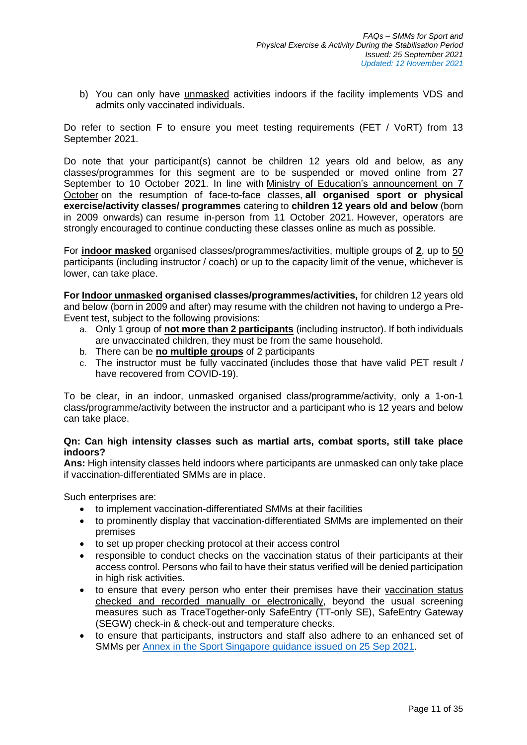b) You can only have unmasked activities indoors if the facility implements VDS and admits only vaccinated individuals.

Do refer to section F to ensure you meet testing requirements (FET / VoRT) from 13 September 2021.

Do note that your participant(s) cannot be children 12 years old and below, as any classes/programmes for this segment are to be suspended or moved online from 27 September to 10 October 2021. In line with Ministry of Education's announcement on 7 October on the resumption of face-to-face classes, **all organised sport or physical exercise/activity classes/ programmes** catering to **children 12 years old and below** (born in 2009 onwards) can resume in-person from 11 October 2021. However, operators are strongly encouraged to continue conducting these classes online as much as possible.

For **indoor masked** organised classes/programmes/activities, multiple groups of **2**, up to 50 participants (including instructor / coach) or up to the capacity limit of the venue, whichever is lower, can take place.

**For Indoor unmasked organised classes/programmes/activities,** for children 12 years old and below (born in 2009 and after) may resume with the children not having to undergo a Pre-Event test, subject to the following provisions:

a. Only 1 group of **not more than 2 participants** (including instructor). If both individuals are unvaccinated children, they must be from the same household.
b. There can be **no multiple groups** of 2 participants
c. The instructor must be fully vaccinated (includes those that have valid PET result / have recovered from COVID-19).

To be clear, in an indoor, unmasked organised class/programme/activity, only a 1-on-1 class/programme/activity between the instructor and a participant who is 12 years and below can take place.

**Qn: Can high intensity classes such as martial arts, combat sports, still take place indoors?**
**Ans:** High intensity classes held indoors where participants are unmasked can only take place if vaccination-differentiated SMMs are in place.

Such enterprises are:

- to implement vaccination-differentiated SMMs at their facilities
- to prominently display that vaccination-differentiated SMMs are implemented on their premises
- to set up proper checking protocol at their access control
- responsible to conduct checks on the vaccination status of their participants at their access control. Persons who fail to have their status verified will be denied participation in high risk activities.
- to ensure that every person who enter their premises have their vaccination status checked and recorded manually or electronically, beyond the usual screening measures such as TraceTogether-only SafeEntry (TT-only SE), SafeEntry Gateway (SEGW) check-in & check-out and temperature checks.
- to ensure that participants, instructors and staff also adhere to an enhanced set of SMMs per Annex in the Sport Singapore guidance issued on 25 Sep 2021.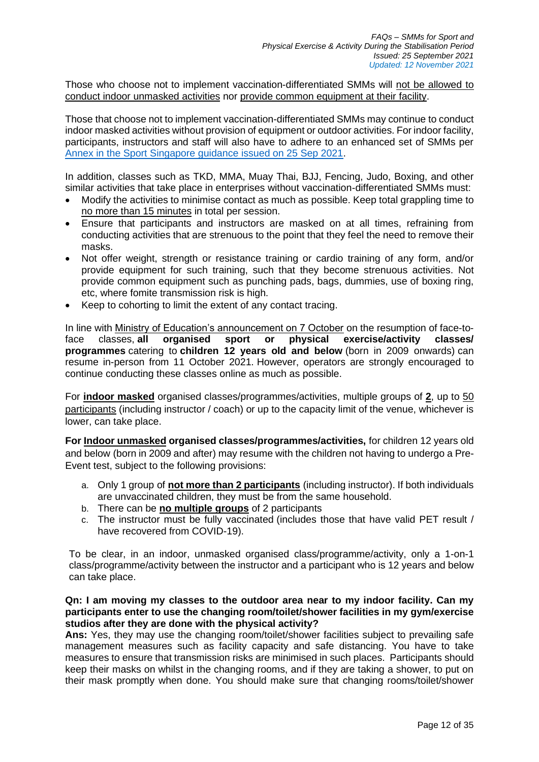Those who choose not to implement vaccination-differentiated SMMs will not be allowed to conduct indoor unmasked activities nor provide common equipment at their facility.

Those that choose not to implement vaccination-differentiated SMMs may continue to conduct indoor masked activities without provision of equipment or outdoor activities. For indoor facility, participants, instructors and staff will also have to adhere to an enhanced set of SMMs per Annex in the Sport Singapore guidance issued on 25 Sep 2021.

In addition, classes such as TKD, MMA, Muay Thai, BJJ, Fencing, Judo, Boxing, and other similar activities that take place in enterprises without vaccination-differentiated SMMs must:

- Modify the activities to minimise contact as much as possible. Keep total grappling time to no more than 15 minutes in total per session.
- Ensure that participants and instructors are masked on at all times, refraining from conducting activities that are strenuous to the point that they feel the need to remove their masks.
- Not offer weight, strength or resistance training or cardio training of any form, and/or provide equipment for such training, such that they become strenuous activities. Not provide common equipment such as punching pads, bags, dummies, use of boxing ring, etc, where fomite transmission risk is high.
- Keep to cohorting to limit the extent of any contact tracing.

In line with Ministry of Education's announcement on 7 October on the resumption of face-to-face classes, **all organised sport or physical exercise/activity classes/ programmes** catering to **children 12 years old and below** (born in 2009 onwards) can resume in-person from 11 October 2021. However, operators are strongly encouraged to continue conducting these classes online as much as possible.

For **indoor masked** organised classes/programmes/activities, multiple groups of **2**, up to 50 participants (including instructor / coach) or up to the capacity limit of the venue, whichever is lower, can take place.

**For Indoor unmasked organised classes/programmes/activities,** for children 12 years old and below (born in 2009 and after) may resume with the children not having to undergo a Pre-Event test, subject to the following provisions:

a. Only 1 group of **not more than 2 participants** (including instructor). If both individuals are unvaccinated children, they must be from the same household.
b. There can be **no multiple groups** of 2 participants
c. The instructor must be fully vaccinated (includes those that have valid PET result / have recovered from COVID-19).

To be clear, in an indoor, unmasked organised class/programme/activity, only a 1-on-1 class/programme/activity between the instructor and a participant who is 12 years and below can take place.

**Qn: I am moving my classes to the outdoor area near to my indoor facility. Can my participants enter to use the changing room/toilet/shower facilities in my gym/exercise studios after they are done with the physical activity?**

**Ans:** Yes, they may use the changing room/toilet/shower facilities subject to prevailing safe management measures such as facility capacity and safe distancing. You have to take measures to ensure that transmission risks are minimised in such places. Participants should keep their masks on whilst in the changing rooms, and if they are taking a shower, to put on their mask promptly when done. You should make sure that changing rooms/toilet/shower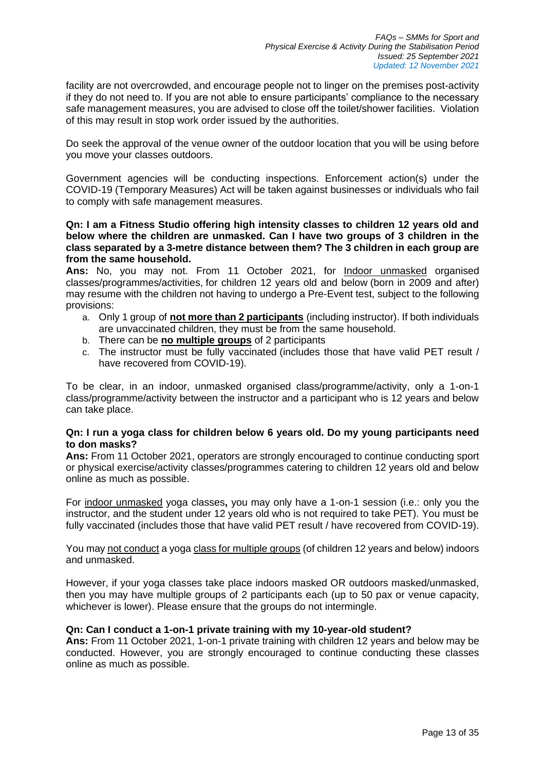facility are not overcrowded, and encourage people not to linger on the premises post-activity if they do not need to. If you are not able to ensure participants' compliance to the necessary safe management measures, you are advised to close off the toilet/shower facilities. Violation of this may result in stop work order issued by the authorities.

Do seek the approval of the venue owner of the outdoor location that you will be using before you move your classes outdoors.

Government agencies will be conducting inspections. Enforcement action(s) under the COVID-19 (Temporary Measures) Act will be taken against businesses or individuals who fail to comply with safe management measures.

**Qn: I am a Fitness Studio offering high intensity classes to children 12 years old and below where the children are unmasked. Can I have two groups of 3 children in the class separated by a 3-metre distance between them? The 3 children in each group are from the same household.**

**Ans:** No, you may not. From 11 October 2021, for Indoor unmasked organised classes/programmes/activities, for children 12 years old and below (born in 2009 and after) may resume with the children not having to undergo a Pre-Event test, subject to the following provisions:

a. Only 1 group of **not more than 2 participants** (including instructor). If both individuals are unvaccinated children, they must be from the same household.
b. There can be **no multiple groups** of 2 participants
c. The instructor must be fully vaccinated (includes those that have valid PET result / have recovered from COVID-19).

To be clear, in an indoor, unmasked organised class/programme/activity, only a 1-on-1 class/programme/activity between the instructor and a participant who is 12 years and below can take place.

**Qn: I run a yoga class for children below 6 years old. Do my young participants need to don masks?**

**Ans:** From 11 October 2021, operators are strongly encouraged to continue conducting sport or physical exercise/activity classes/programmes catering to children 12 years old and below online as much as possible.

For indoor unmasked yoga classes**,** you may only have a 1-on-1 session (i.e.: only you the instructor, and the student under 12 years old who is not required to take PET). You must be fully vaccinated (includes those that have valid PET result / have recovered from COVID-19).

You may not conduct a yoga class for multiple groups (of children 12 years and below) indoors and unmasked.

However, if your yoga classes take place indoors masked OR outdoors masked/unmasked, then you may have multiple groups of 2 participants each (up to 50 pax or venue capacity, whichever is lower). Please ensure that the groups do not intermingle.

**Qn: Can I conduct a 1-on-1 private training with my 10-year-old student?**

**Ans:** From 11 October 2021, 1-on-1 private training with children 12 years and below may be conducted. However, you are strongly encouraged to continue conducting these classes online as much as possible.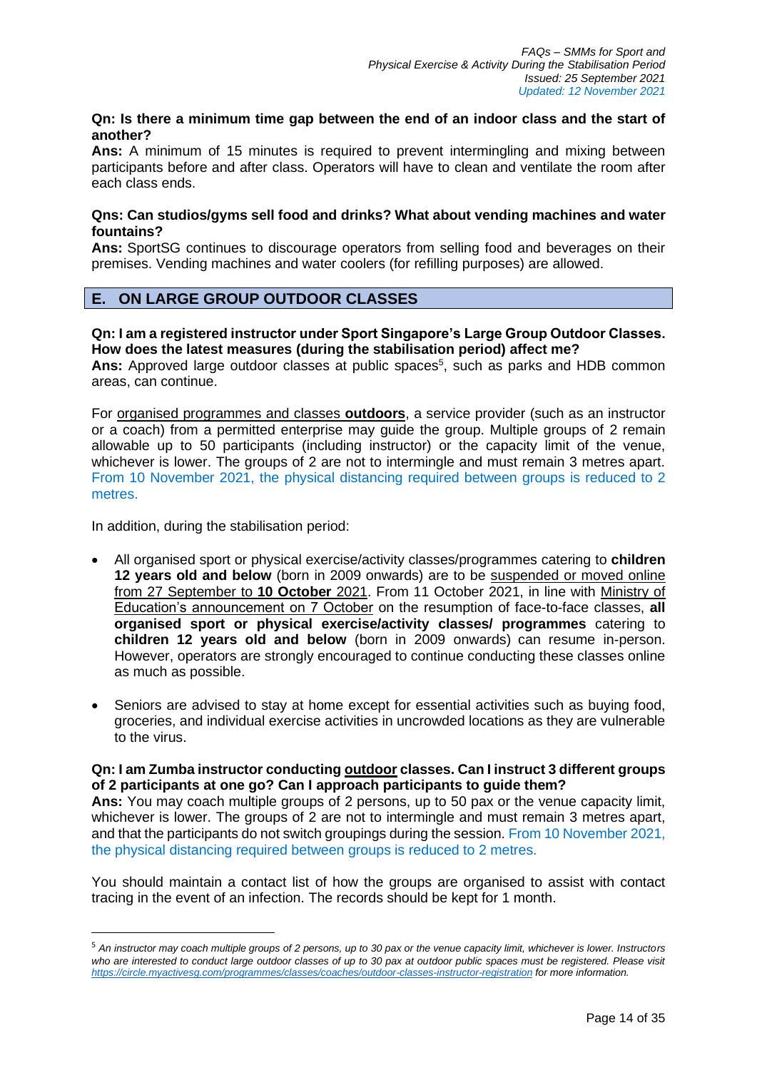**Qn: Is there a minimum time gap between the end of an indoor class and the start of another?**
**Ans:** A minimum of 15 minutes is required to prevent intermingling and mixing between participants before and after class. Operators will have to clean and ventilate the room after each class ends.

**Qns: Can studios/gyms sell food and drinks? What about vending machines and water fountains?**
**Ans:** SportSG continues to discourage operators from selling food and beverages on their premises. Vending machines and water coolers (for refilling purposes) are allowed.

## E. ON LARGE GROUP OUTDOOR CLASSES

**Qn: I am a registered instructor under Sport Singapore's Large Group Outdoor Classes. How does the latest measures (during the stabilisation period) affect me?**
**Ans:** Approved large outdoor classes at public spaces[5], such as parks and HDB common areas, can continue.

For organised programmes and classes **outdoors**, a service provider (such as an instructor or a coach) from a permitted enterprise may guide the group. Multiple groups of 2 remain allowable up to 50 participants (including instructor) or the capacity limit of the venue, whichever is lower. The groups of 2 are not to intermingle and must remain 3 metres apart. From 10 November 2021, the physical distancing required between groups is reduced to 2 metres.

In addition, during the stabilisation period:

- All organised sport or physical exercise/activity classes/programmes catering to **children 12 years old and below** (born in 2009 onwards) are to be suspended or moved online from 27 September to **10 October** 2021. From 11 October 2021, in line with Ministry of Education's announcement on 7 October on the resumption of face-to-face classes, **all organised sport or physical exercise/activity classes/ programmes** catering to **children 12 years old and below** (born in 2009 onwards) can resume in-person. However, operators are strongly encouraged to continue conducting these classes online as much as possible.

- Seniors are advised to stay at home except for essential activities such as buying food, groceries, and individual exercise activities in uncrowded locations as they are vulnerable to the virus.

**Qn: I am Zumba instructor conducting outdoor classes. Can I instruct 3 different groups of 2 participants at one go? Can I approach participants to guide them?**
**Ans:** You may coach multiple groups of 2 persons, up to 50 pax or the venue capacity limit, whichever is lower. The groups of 2 are not to intermingle and must remain 3 metres apart, and that the participants do not switch groupings during the session. From 10 November 2021, the physical distancing required between groups is reduced to 2 metres.

You should maintain a contact list of how the groups are organised to assist with contact tracing in the event of an infection. The records should be kept for 1 month.

---

[5] *An instructor may coach multiple groups of 2 persons, up to 30 pax or the venue capacity limit, whichever is lower. Instructors who are interested to conduct large outdoor classes of up to 30 pax at outdoor public spaces must be registered. Please visit https://circle.myactivesg.com/programmes/classes/coaches/outdoor-classes-instructor-registration for more information.*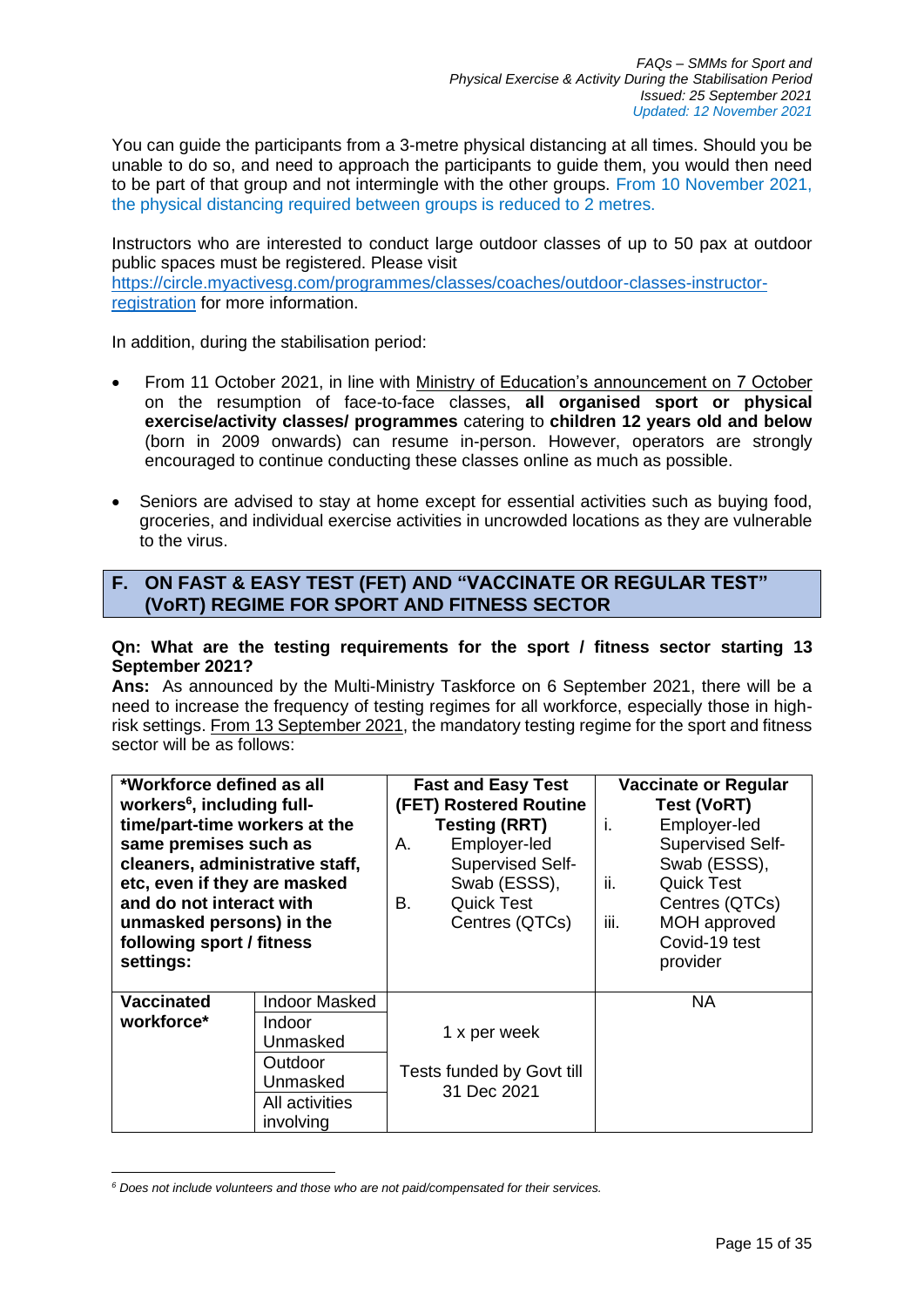You can guide the participants from a 3-metre physical distancing at all times. Should you be unable to do so, and need to approach the participants to guide them, you would then need to be part of that group and not intermingle with the other groups. From 10 November 2021, the physical distancing required between groups is reduced to 2 metres.

Instructors who are interested to conduct large outdoor classes of up to 50 pax at outdoor public spaces must be registered. Please visit https://circle.myactivesg.com/programmes/classes/coaches/outdoor-classes-instructor-registration for more information.

In addition, during the stabilisation period:

- From 11 October 2021, in line with Ministry of Education's announcement on 7 October on the resumption of face-to-face classes, **all organised sport or physical exercise/activity classes/ programmes** catering to **children 12 years old and below** (born in 2009 onwards) can resume in-person. However, operators are strongly encouraged to continue conducting these classes online as much as possible.

- Seniors are advised to stay at home except for essential activities such as buying food, groceries, and individual exercise activities in uncrowded locations as they are vulnerable to the virus.

## F. ON FAST & EASY TEST (FET) AND "VACCINATE OR REGULAR TEST" (VoRT) REGIME FOR SPORT AND FITNESS SECTOR

**Qn: What are the testing requirements for the sport / fitness sector starting 13 September 2021?**

**Ans:** As announced by the Multi-Ministry Taskforce on 6 September 2021, there will be a need to increase the frequency of testing regimes for all workforce, especially those in high-risk settings. From 13 September 2021, the mandatory testing regime for the sport and fitness sector will be as follows:

| **\*Workforce defined as all workers[6], including full-time/part-time workers at the same premises such as cleaners, administrative staff, etc, even if they are masked and do not interact with unmasked persons) in the following sport / fitness settings:** | | **Fast and Easy Test (FET) Rostered Routine Testing (RRT)**<br>A. Employer-led Supervised Self-Swab (ESSS),<br>B. Quick Test Centres (QTCs) | **Vaccinate or Regular Test (VoRT)**<br>i. Employer-led Supervised Self-Swab (ESSS),<br>ii. Quick Test Centres (QTCs)<br>iii. MOH approved Covid-19 test provider |
|---|---|---|---|
| **Vaccinated workforce\*** | Indoor Masked | 1 x per week<br><br>Tests funded by Govt till 31 Dec 2021 | NA |
| | Indoor Unmasked | | |
| | Outdoor Unmasked | | |
| | All activities involving | | |

[6] *Does not include volunteers and those who are not paid/compensated for their services.*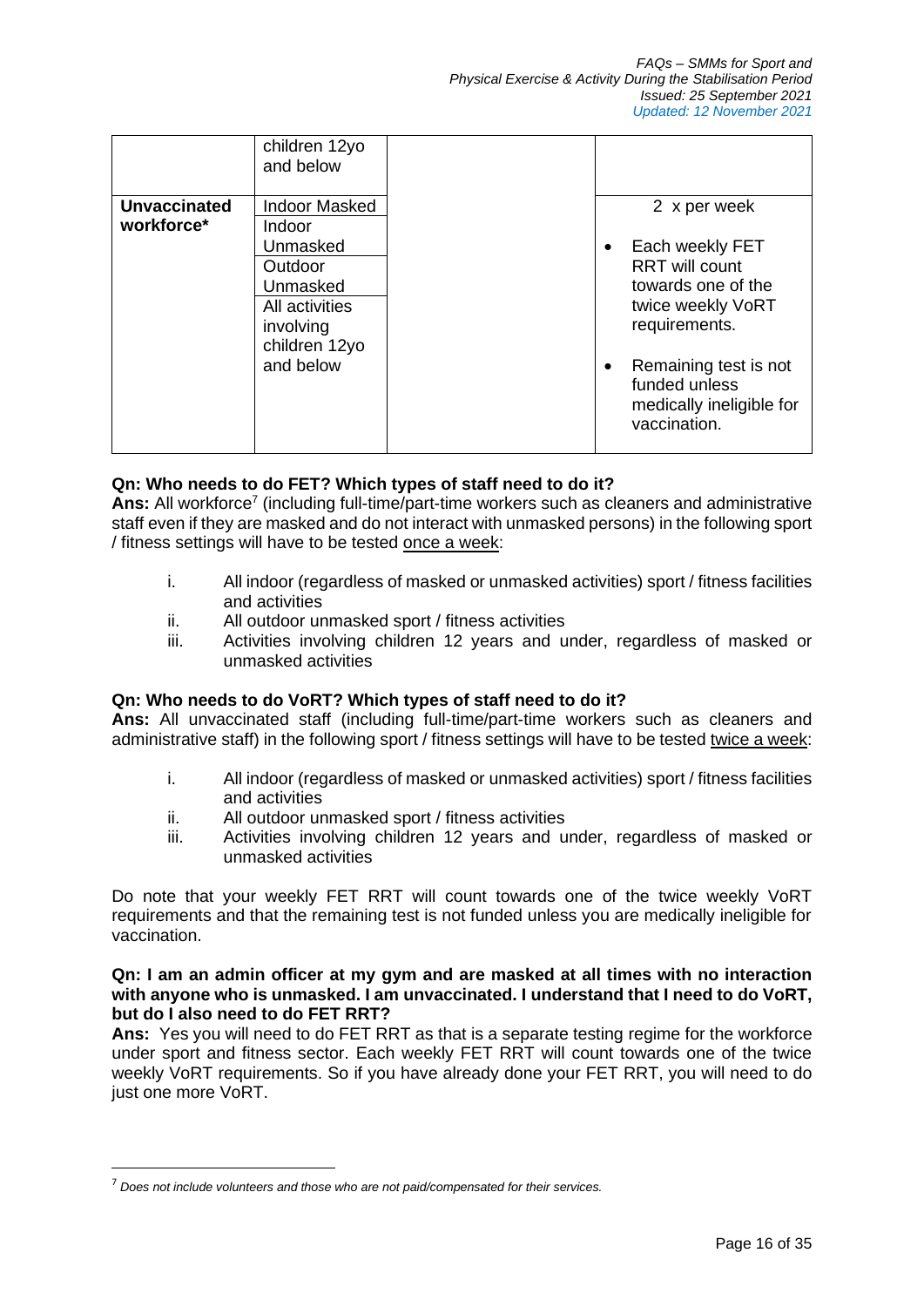| | | | |
|---|---|---|---|
| | children 12yo and below | | |
| **Unvaccinated workforce*** | Indoor Masked<br>Indoor Unmasked<br>Outdoor Unmasked<br>All activities involving children 12yo and below | | 2 x per week<br>• Each weekly FET RRT will count towards one of the twice weekly VoRT requirements.<br>• Remaining test is not funded unless medically ineligible for vaccination. |

**Qn: Who needs to do FET? Which types of staff need to do it?**

**Ans:** All workforce[7] (including full-time/part-time workers such as cleaners and administrative staff even if they are masked and do not interact with unmasked persons) in the following sport / fitness settings will have to be tested <u>once a week</u>:

i. All indoor (regardless of masked or unmasked activities) sport / fitness facilities and activities
ii. All outdoor unmasked sport / fitness activities
iii. Activities involving children 12 years and under, regardless of masked or unmasked activities

**Qn: Who needs to do VoRT? Which types of staff need to do it?**

**Ans:** All unvaccinated staff (including full-time/part-time workers such as cleaners and administrative staff) in the following sport / fitness settings will have to be tested <u>twice a week</u>:

i. All indoor (regardless of masked or unmasked activities) sport / fitness facilities and activities
ii. All outdoor unmasked sport / fitness activities
iii. Activities involving children 12 years and under, regardless of masked or unmasked activities

Do note that your weekly FET RRT will count towards one of the twice weekly VoRT requirements and that the remaining test is not funded unless you are medically ineligible for vaccination.

**Qn: I am an admin officer at my gym and are masked at all times with no interaction with anyone who is unmasked. I am unvaccinated. I understand that I need to do VoRT, but do I also need to do FET RRT?**

**Ans:** Yes you will need to do FET RRT as that is a separate testing regime for the workforce under sport and fitness sector. Each weekly FET RRT will count towards one of the twice weekly VoRT requirements. So if you have already done your FET RRT, you will need to do just one more VoRT.

---

[7] *Does not include volunteers and those who are not paid/compensated for their services.*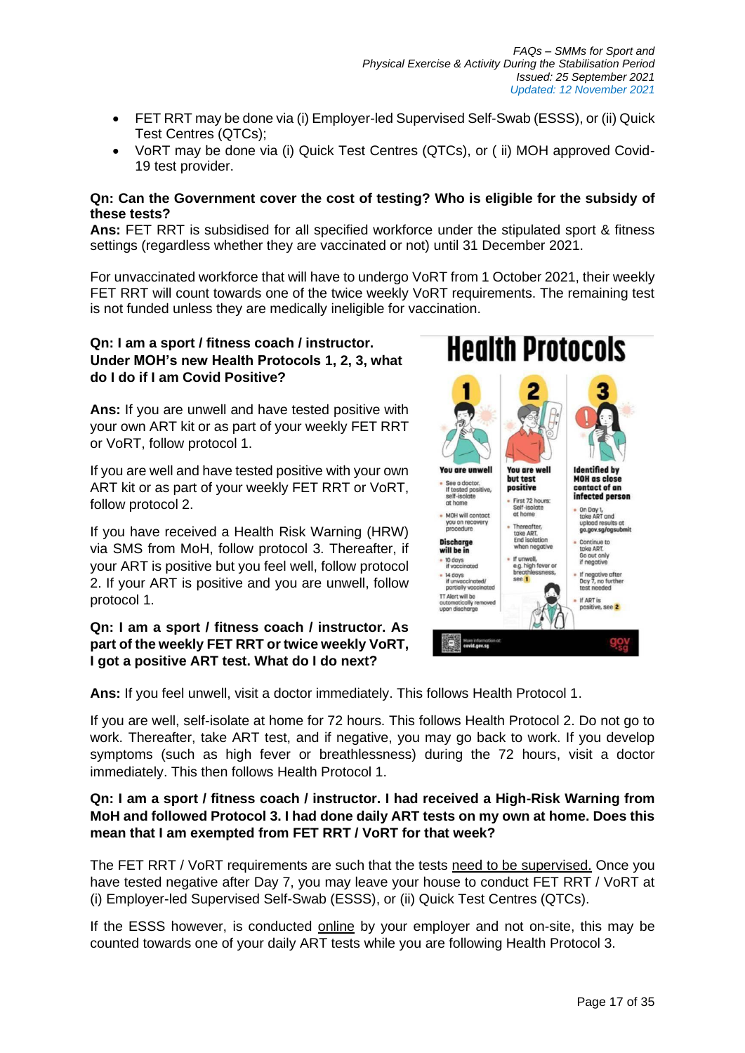- FET RRT may be done via (i) Employer-led Supervised Self-Swab (ESSS), or (ii) Quick Test Centres (QTCs);
- VoRT may be done via (i) Quick Test Centres (QTCs), or ( ii) MOH approved Covid-19 test provider.

**Qn: Can the Government cover the cost of testing? Who is eligible for the subsidy of these tests?**

**Ans:** FET RRT is subsidised for all specified workforce under the stipulated sport & fitness settings (regardless whether they are vaccinated or not) until 31 December 2021.

For unvaccinated workforce that will have to undergo VoRT from 1 October 2021, their weekly FET RRT will count towards one of the twice weekly VoRT requirements. The remaining test is not funded unless they are medically ineligible for vaccination.

**Qn: I am a sport / fitness coach / instructor. Under MOH's new Health Protocols 1, 2, 3, what do I do if I am Covid Positive?**

**Ans:** If you are unwell and have tested positive with your own ART kit or as part of your weekly FET RRT or VoRT, follow protocol 1.

If you are well and have tested positive with your own ART kit or as part of your weekly FET RRT or VoRT, follow protocol 2.

If you have received a Health Risk Warning (HRW) via SMS from MoH, follow protocol 3. Thereafter, if your ART is positive but you feel well, follow protocol 2. If your ART is positive and you are unwell, follow protocol 1.

**Health Protocols**

| 1 | 2 | 3 |
|---|---|---|
| **You are unwell** | **You are well but test positive** | **Identified by MOH as close contact of an infected person** |
| • See a doctor. If tested positive, self-isolate at home | • First 72 hours: Self-isolate at home | • On Day 1, take ART and upload results at go.gov.sg/agsubmit |
| • MOH will contact you on recovery procedure | • Thereafter, take ART. End isolation when negative | • Continue to take ART. Go out only if negative |
| **Discharge will be in** • 10 days if vaccinated • 14 days if unvaccinated/ partially vaccinated | • If unwell, e.g. high fever or breathlessness, see 1 | • If negative after Day 7, no further test needed |
| TT Alert will be automatically removed upon discharge | | • If ART is positive, see 2 |

More information at: covid.gov.sg

**Qn: I am a sport / fitness coach / instructor. As part of the weekly FET RRT or twice weekly VoRT, I got a positive ART test. What do I do next?**

**Ans:** If you feel unwell, visit a doctor immediately. This follows Health Protocol 1.

If you are well, self-isolate at home for 72 hours. This follows Health Protocol 2. Do not go to work. Thereafter, take ART test, and if negative, you may go back to work. If you develop symptoms (such as high fever or breathlessness) during the 72 hours, visit a doctor immediately. This then follows Health Protocol 1.

**Qn: I am a sport / fitness coach / instructor. I had received a High-Risk Warning from MoH and followed Protocol 3. I had done daily ART tests on my own at home. Does this mean that I am exempted from FET RRT / VoRT for that week?**

The FET RRT / VoRT requirements are such that the tests need to be supervised. Once you have tested negative after Day 7, you may leave your house to conduct FET RRT / VoRT at (i) Employer-led Supervised Self-Swab (ESSS), or (ii) Quick Test Centres (QTCs).

If the ESSS however, is conducted online by your employer and not on-site, this may be counted towards one of your daily ART tests while you are following Health Protocol 3.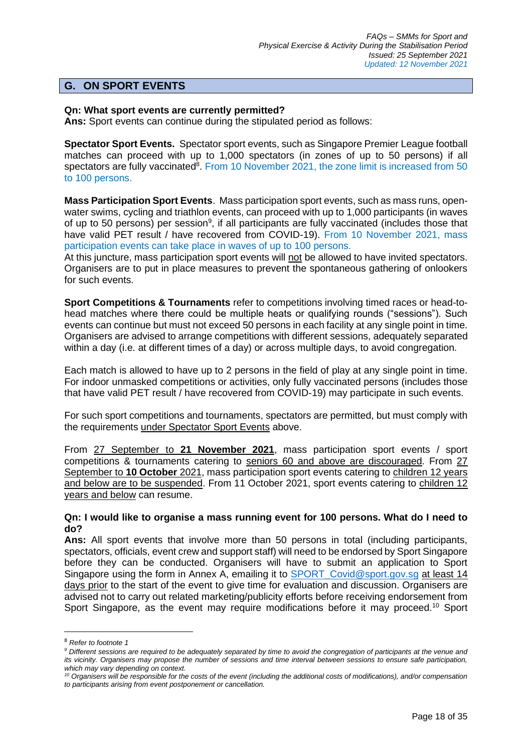## G. ON SPORT EVENTS

**Qn: What sport events are currently permitted?**
**Ans:** Sport events can continue during the stipulated period as follows:

**Spectator Sport Events.** Spectator sport events, such as Singapore Premier League football matches can proceed with up to 1,000 spectators (in zones of up to 50 persons) if all spectators are fully vaccinated[8]. From 10 November 2021, the zone limit is increased from 50 to 100 persons.

**Mass Participation Sport Events**. Mass participation sport events, such as mass runs, open-water swims, cycling and triathlon events, can proceed with up to 1,000 participants (in waves of up to 50 persons) per session[9], if all participants are fully vaccinated (includes those that have valid PET result / have recovered from COVID-19). From 10 November 2021, mass participation events can take place in waves of up to 100 persons.
At this juncture, mass participation sport events will not be allowed to have invited spectators. Organisers are to put in place measures to prevent the spontaneous gathering of onlookers for such events.

**Sport Competitions & Tournaments** refer to competitions involving timed races or head-to-head matches where there could be multiple heats or qualifying rounds ("sessions"). Such events can continue but must not exceed 50 persons in each facility at any single point in time. Organisers are advised to arrange competitions with different sessions, adequately separated within a day (i.e. at different times of a day) or across multiple days, to avoid congregation.

Each match is allowed to have up to 2 persons in the field of play at any single point in time. For indoor unmasked competitions or activities, only fully vaccinated persons (includes those that have valid PET result / have recovered from COVID-19) may participate in such events.

For such sport competitions and tournaments, spectators are permitted, but must comply with the requirements under Spectator Sport Events above.

From 27 September to **21 November 2021**, mass participation sport events / sport competitions & tournaments catering to seniors 60 and above are discouraged. From 27 September to **10 October** 2021, mass participation sport events catering to children 12 years and below are to be suspended. From 11 October 2021, sport events catering to children 12 years and below can resume.

**Qn: I would like to organise a mass running event for 100 persons. What do I need to do?**
**Ans:** All sport events that involve more than 50 persons in total (including participants, spectators, officials, event crew and support staff) will need to be endorsed by Sport Singapore before they can be conducted. Organisers will have to submit an application to Sport Singapore using the form in Annex A, emailing it to SPORT_Covid@sport.gov.sg at least 14 days prior to the start of the event to give time for evaluation and discussion. Organisers are advised not to carry out related marketing/publicity efforts before receiving endorsement from Sport Singapore, as the event may require modifications before it may proceed.[10] Sport

---

[8] *Refer to footnote 1*

[9] *Different sessions are required to be adequately separated by time to avoid the congregation of participants at the venue and its vicinity. Organisers may propose the number of sessions and time interval between sessions to ensure safe participation, which may vary depending on context.*

[10] *Organisers will be responsible for the costs of the event (including the additional costs of modifications), and/or compensation to participants arising from event postponement or cancellation.*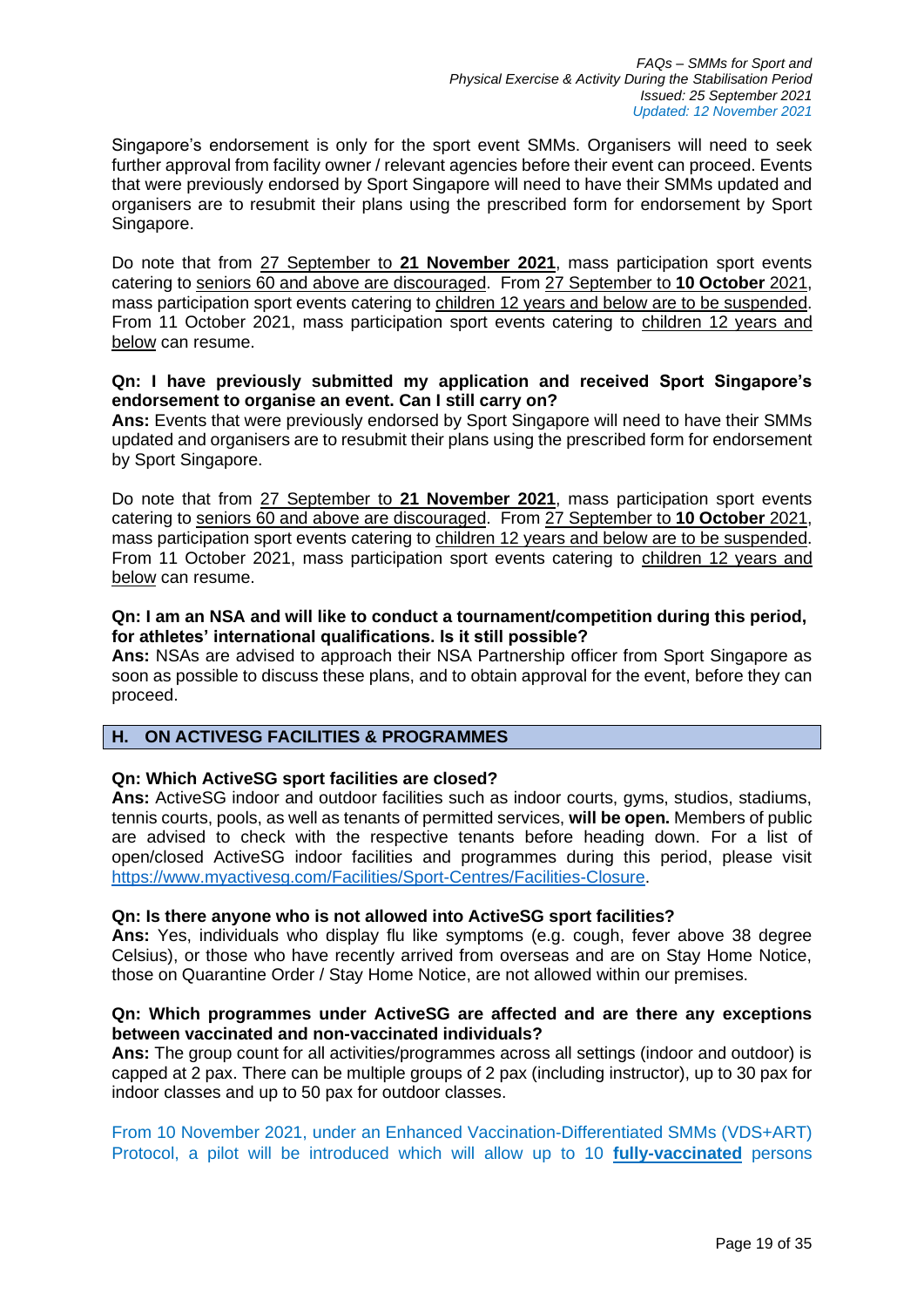Singapore's endorsement is only for the sport event SMMs. Organisers will need to seek further approval from facility owner / relevant agencies before their event can proceed. Events that were previously endorsed by Sport Singapore will need to have their SMMs updated and organisers are to resubmit their plans using the prescribed form for endorsement by Sport Singapore.

Do note that from 27 September to **21 November 2021**, mass participation sport events catering to seniors 60 and above are discouraged. From 27 September to **10 October** 2021, mass participation sport events catering to children 12 years and below are to be suspended. From 11 October 2021, mass participation sport events catering to children 12 years and below can resume.

**Qn: I have previously submitted my application and received Sport Singapore's endorsement to organise an event. Can I still carry on?**
**Ans:** Events that were previously endorsed by Sport Singapore will need to have their SMMs updated and organisers are to resubmit their plans using the prescribed form for endorsement by Sport Singapore.

Do note that from 27 September to **21 November 2021**, mass participation sport events catering to seniors 60 and above are discouraged. From 27 September to **10 October** 2021, mass participation sport events catering to children 12 years and below are to be suspended. From 11 October 2021, mass participation sport events catering to children 12 years and below can resume.

**Qn: I am an NSA and will like to conduct a tournament/competition during this period, for athletes' international qualifications. Is it still possible?**
**Ans:** NSAs are advised to approach their NSA Partnership officer from Sport Singapore as soon as possible to discuss these plans, and to obtain approval for the event, before they can proceed.

## H. ON ACTIVESG FACILITIES & PROGRAMMES

**Qn: Which ActiveSG sport facilities are closed?**
**Ans:** ActiveSG indoor and outdoor facilities such as indoor courts, gyms, studios, stadiums, tennis courts, pools, as well as tenants of permitted services, **will be open.** Members of public are advised to check with the respective tenants before heading down. For a list of open/closed ActiveSG indoor facilities and programmes during this period, please visit https://www.myactivesg.com/Facilities/Sport-Centres/Facilities-Closure.

**Qn: Is there anyone who is not allowed into ActiveSG sport facilities?**
**Ans:** Yes, individuals who display flu like symptoms (e.g. cough, fever above 38 degree Celsius), or those who have recently arrived from overseas and are on Stay Home Notice, those on Quarantine Order / Stay Home Notice, are not allowed within our premises.

**Qn: Which programmes under ActiveSG are affected and are there any exceptions between vaccinated and non-vaccinated individuals?**
**Ans:** The group count for all activities/programmes across all settings (indoor and outdoor) is capped at 2 pax. There can be multiple groups of 2 pax (including instructor), up to 30 pax for indoor classes and up to 50 pax for outdoor classes.

From 10 November 2021, under an Enhanced Vaccination-Differentiated SMMs (VDS+ART) Protocol, a pilot will be introduced which will allow up to 10 **fully-vaccinated** persons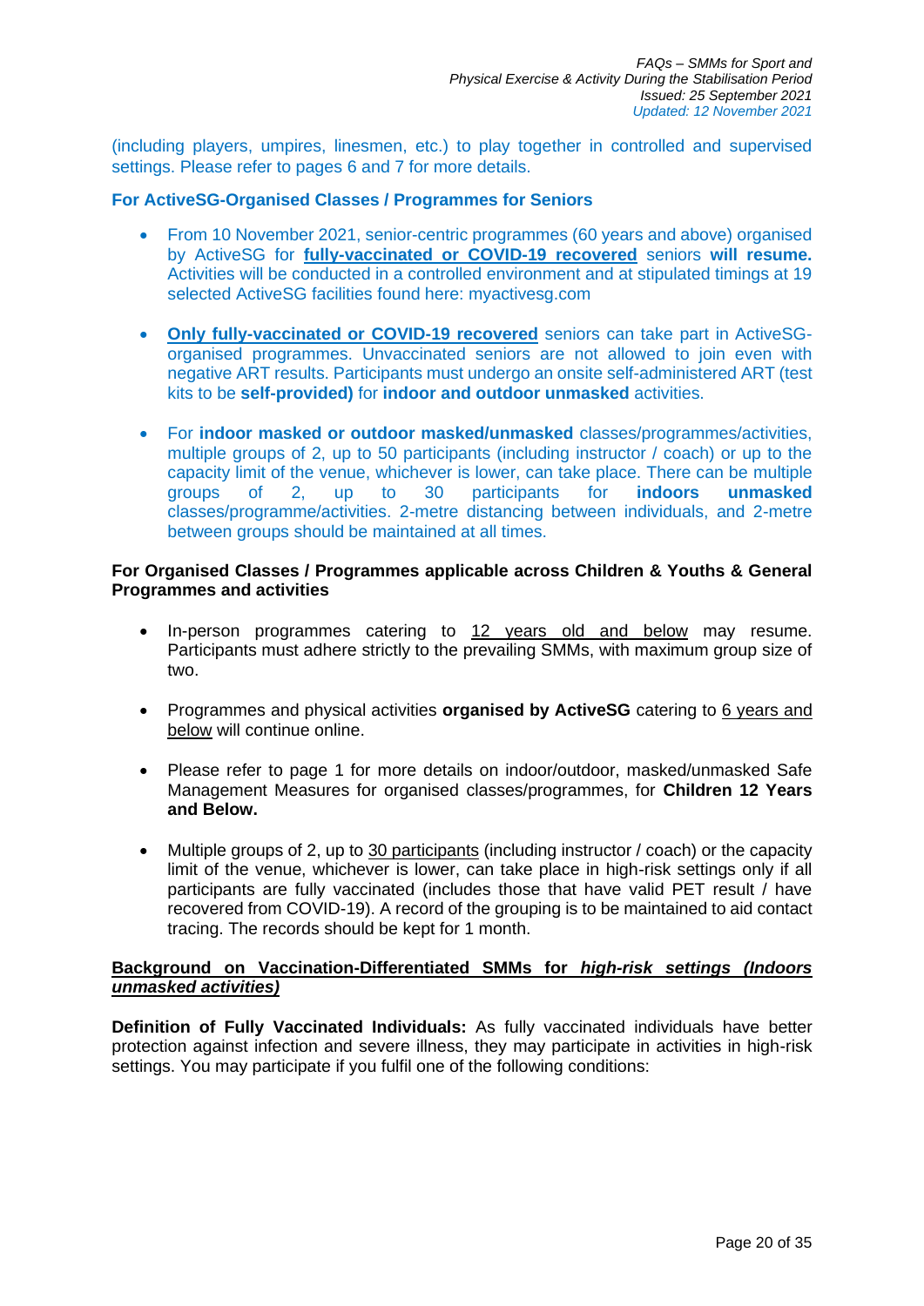(including players, umpires, linesmen, etc.) to play together in controlled and supervised settings. Please refer to pages 6 and 7 for more details.

**For ActiveSG-Organised Classes / Programmes for Seniors**

- From 10 November 2021, senior-centric programmes (60 years and above) organised by ActiveSG for **fully-vaccinated or COVID-19 recovered** seniors **will resume.** Activities will be conducted in a controlled environment and at stipulated timings at 19 selected ActiveSG facilities found here: myactivesg.com

- **Only fully-vaccinated or COVID-19 recovered** seniors can take part in ActiveSG-organised programmes. Unvaccinated seniors are not allowed to join even with negative ART results. Participants must undergo an onsite self-administered ART (test kits to be **self-provided)** for **indoor and outdoor unmasked** activities.

- For **indoor masked or outdoor masked/unmasked** classes/programmes/activities, multiple groups of 2, up to 50 participants (including instructor / coach) or up to the capacity limit of the venue, whichever is lower, can take place. There can be multiple groups of 2, up to 30 participants for **indoors unmasked** classes/programme/activities. 2-metre distancing between individuals, and 2-metre between groups should be maintained at all times.

**For Organised Classes / Programmes applicable across Children & Youths & General Programmes and activities**

- In-person programmes catering to 12 years old and below may resume. Participants must adhere strictly to the prevailing SMMs, with maximum group size of two.

- Programmes and physical activities **organised by ActiveSG** catering to 6 years and below will continue online.

- Please refer to page 1 for more details on indoor/outdoor, masked/unmasked Safe Management Measures for organised classes/programmes, for **Children 12 Years and Below.**

- Multiple groups of 2, up to 30 participants (including instructor / coach) or the capacity limit of the venue, whichever is lower, can take place in high-risk settings only if all participants are fully vaccinated (includes those that have valid PET result / have recovered from COVID-19). A record of the grouping is to be maintained to aid contact tracing. The records should be kept for 1 month.

**Background on Vaccination-Differentiated SMMs for *high-risk settings (Indoors unmasked activities)***

**Definition of Fully Vaccinated Individuals:** As fully vaccinated individuals have better protection against infection and severe illness, they may participate in activities in high-risk settings. You may participate if you fulfil one of the following conditions: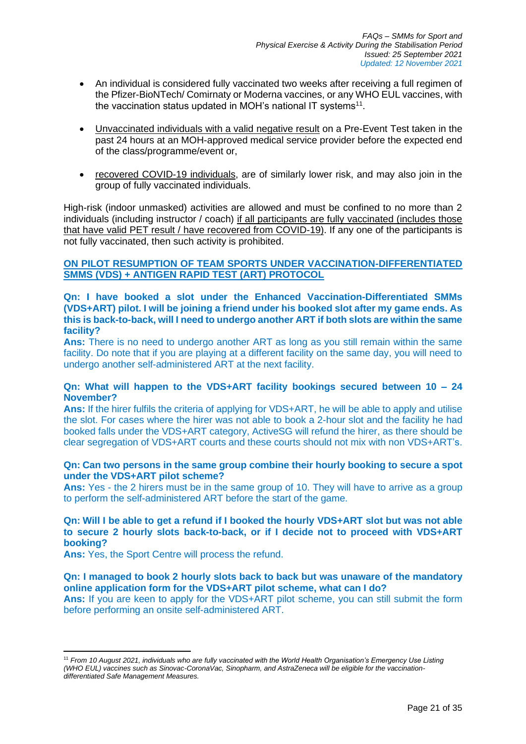- An individual is considered fully vaccinated two weeks after receiving a full regimen of the Pfizer-BioNTech/ Comirnaty or Moderna vaccines, or any WHO EUL vaccines, with the vaccination status updated in MOH's national IT systems[11].

- Unvaccinated individuals with a valid negative result on a Pre-Event Test taken in the past 24 hours at an MOH-approved medical service provider before the expected end of the class/programme/event or,

- recovered COVID-19 individuals, are of similarly lower risk, and may also join in the group of fully vaccinated individuals.

High-risk (indoor unmasked) activities are allowed and must be confined to no more than 2 individuals (including instructor / coach) if all participants are fully vaccinated (includes those that have valid PET result / have recovered from COVID-19). If any one of the participants is not fully vaccinated, then such activity is prohibited.

## ON PILOT RESUMPTION OF TEAM SPORTS UNDER VACCINATION-DIFFERENTIATED SMMS (VDS) + ANTIGEN RAPID TEST (ART) PROTOCOL

**Qn: I have booked a slot under the Enhanced Vaccination-Differentiated SMMs (VDS+ART) pilot. I will be joining a friend under his booked slot after my game ends. As this is back-to-back, will I need to undergo another ART if both slots are within the same facility?**

**Ans:** There is no need to undergo another ART as long as you still remain within the same facility. Do note that if you are playing at a different facility on the same day, you will need to undergo another self-administered ART at the next facility.

**Qn: What will happen to the VDS+ART facility bookings secured between 10 – 24 November?**

**Ans:** If the hirer fulfils the criteria of applying for VDS+ART, he will be able to apply and utilise the slot. For cases where the hirer was not able to book a 2-hour slot and the facility he had booked falls under the VDS+ART category, ActiveSG will refund the hirer, as there should be clear segregation of VDS+ART courts and these courts should not mix with non VDS+ART's.

**Qn: Can two persons in the same group combine their hourly booking to secure a spot under the VDS+ART pilot scheme?**

**Ans:** Yes - the 2 hirers must be in the same group of 10. They will have to arrive as a group to perform the self-administered ART before the start of the game.

**Qn: Will I be able to get a refund if I booked the hourly VDS+ART slot but was not able to secure 2 hourly slots back-to-back, or if I decide not to proceed with VDS+ART booking?**

**Ans:** Yes, the Sport Centre will process the refund.

**Qn: I managed to book 2 hourly slots back to back but was unaware of the mandatory online application form for the VDS+ART pilot scheme, what can I do?**

**Ans:** If you are keen to apply for the VDS+ART pilot scheme, you can still submit the form before performing an onsite self-administered ART.

---

[11] *From 10 August 2021, individuals who are fully vaccinated with the World Health Organisation's Emergency Use Listing (WHO EUL) vaccines such as Sinovac-CoronaVac, Sinopharm, and AstraZeneca will be eligible for the vaccination-differentiated Safe Management Measures.*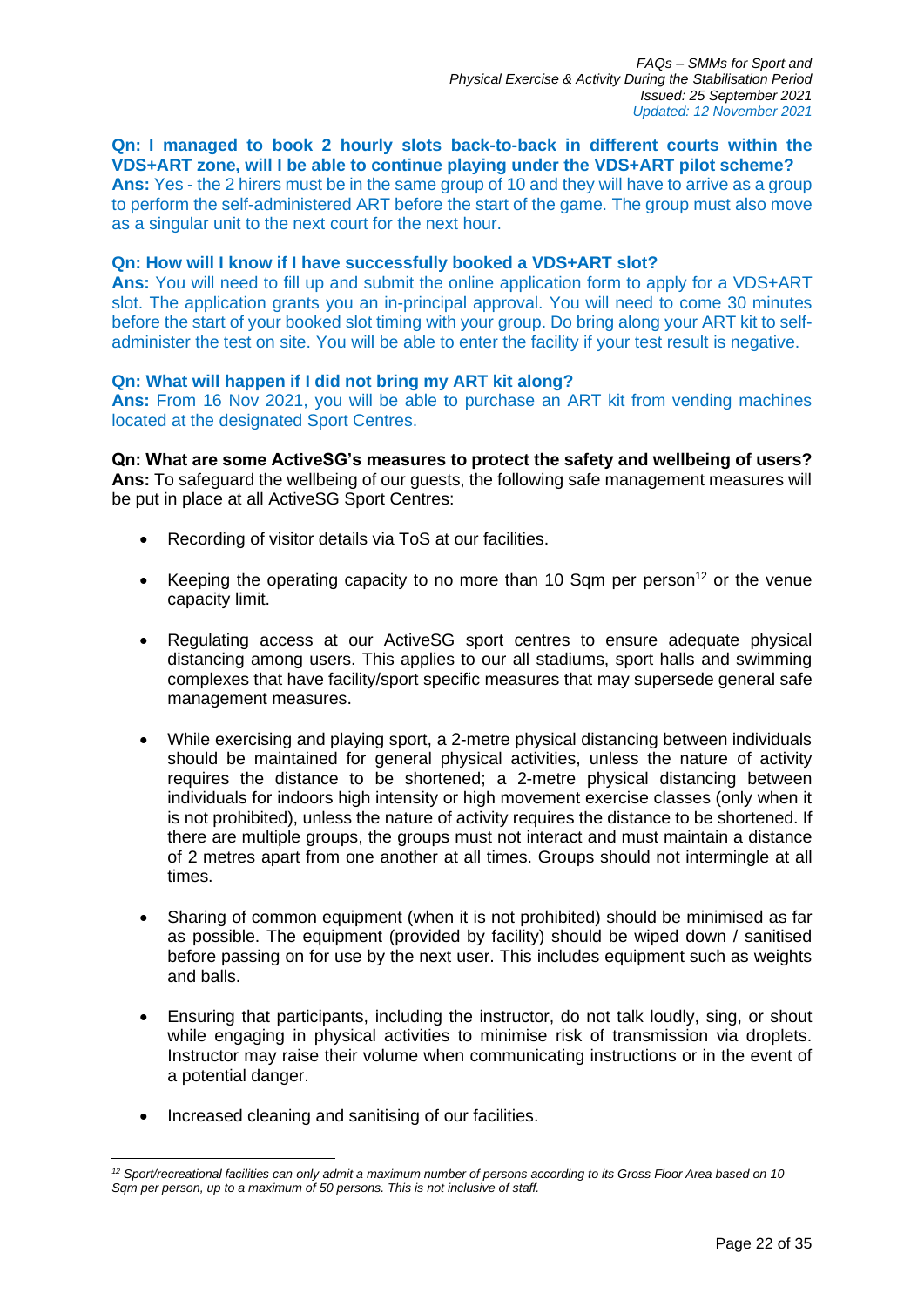**Qn: I managed to book 2 hourly slots back-to-back in different courts within the VDS+ART zone, will I be able to continue playing under the VDS+ART pilot scheme?**
**Ans:** Yes - the 2 hirers must be in the same group of 10 and they will have to arrive as a group to perform the self-administered ART before the start of the game. The group must also move as a singular unit to the next court for the next hour.

**Qn: How will I know if I have successfully booked a VDS+ART slot?**
**Ans:** You will need to fill up and submit the online application form to apply for a VDS+ART slot. The application grants you an in-principal approval. You will need to come 30 minutes before the start of your booked slot timing with your group. Do bring along your ART kit to self-administer the test on site. You will be able to enter the facility if your test result is negative.

**Qn: What will happen if I did not bring my ART kit along?**
**Ans:** From 16 Nov 2021, you will be able to purchase an ART kit from vending machines located at the designated Sport Centres.

**Qn: What are some ActiveSG's measures to protect the safety and wellbeing of users?**
**Ans:** To safeguard the wellbeing of our guests, the following safe management measures will be put in place at all ActiveSG Sport Centres:

- Recording of visitor details via ToS at our facilities.
- Keeping the operating capacity to no more than 10 Sqm per person[12] or the venue capacity limit.
- Regulating access at our ActiveSG sport centres to ensure adequate physical distancing among users. This applies to our all stadiums, sport halls and swimming complexes that have facility/sport specific measures that may supersede general safe management measures.
- While exercising and playing sport, a 2-metre physical distancing between individuals should be maintained for general physical activities, unless the nature of activity requires the distance to be shortened; a 2-metre physical distancing between individuals for indoors high intensity or high movement exercise classes (only when it is not prohibited), unless the nature of activity requires the distance to be shortened. If there are multiple groups, the groups must not interact and must maintain a distance of 2 metres apart from one another at all times. Groups should not intermingle at all times.
- Sharing of common equipment (when it is not prohibited) should be minimised as far as possible. The equipment (provided by facility) should be wiped down / sanitised before passing on for use by the next user. This includes equipment such as weights and balls.
- Ensuring that participants, including the instructor, do not talk loudly, sing, or shout while engaging in physical activities to minimise risk of transmission via droplets. Instructor may raise their volume when communicating instructions or in the event of a potential danger.
- Increased cleaning and sanitising of our facilities.

---

*[12] Sport/recreational facilities can only admit a maximum number of persons according to its Gross Floor Area based on 10 Sqm per person, up to a maximum of 50 persons. This is not inclusive of staff.*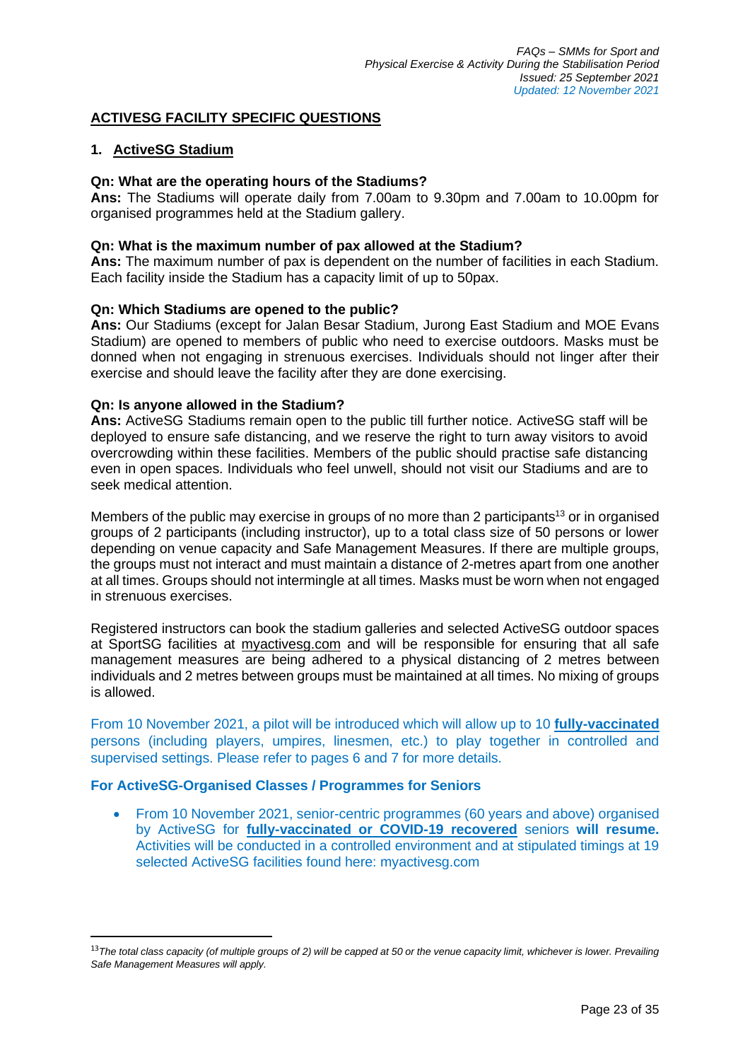## ACTIVESG FACILITY SPECIFIC QUESTIONS

### 1. ActiveSG Stadium

**Qn: What are the operating hours of the Stadiums?**
**Ans:** The Stadiums will operate daily from 7.00am to 9.30pm and 7.00am to 10.00pm for organised programmes held at the Stadium gallery.

**Qn: What is the maximum number of pax allowed at the Stadium?**
**Ans:** The maximum number of pax is dependent on the number of facilities in each Stadium. Each facility inside the Stadium has a capacity limit of up to 50pax.

**Qn: Which Stadiums are opened to the public?**
**Ans:** Our Stadiums (except for Jalan Besar Stadium, Jurong East Stadium and MOE Evans Stadium) are opened to members of public who need to exercise outdoors. Masks must be donned when not engaging in strenuous exercises. Individuals should not linger after their exercise and should leave the facility after they are done exercising.

**Qn: Is anyone allowed in the Stadium?**
**Ans:** ActiveSG Stadiums remain open to the public till further notice. ActiveSG staff will be deployed to ensure safe distancing, and we reserve the right to turn away visitors to avoid overcrowding within these facilities. Members of the public should practise safe distancing even in open spaces. Individuals who feel unwell, should not visit our Stadiums and are to seek medical attention.

Members of the public may exercise in groups of no more than 2 participants[13] or in organised groups of 2 participants (including instructor), up to a total class size of 50 persons or lower depending on venue capacity and Safe Management Measures. If there are multiple groups, the groups must not interact and must maintain a distance of 2-metres apart from one another at all times. Groups should not intermingle at all times. Masks must be worn when not engaged in strenuous exercises.

Registered instructors can book the stadium galleries and selected ActiveSG outdoor spaces at SportSG facilities at myactivesg.com and will be responsible for ensuring that all safe management measures are being adhered to a physical distancing of 2 metres between individuals and 2 metres between groups must be maintained at all times. No mixing of groups is allowed.

From 10 November 2021, a pilot will be introduced which will allow up to 10 **fully-vaccinated** persons (including players, umpires, linesmen, etc.) to play together in controlled and supervised settings. Please refer to pages 6 and 7 for more details.

**For ActiveSG-Organised Classes / Programmes for Seniors**

- From 10 November 2021, senior-centric programmes (60 years and above) organised by ActiveSG for **fully-vaccinated or COVID-19 recovered** seniors **will resume.** Activities will be conducted in a controlled environment and at stipulated timings at 19 selected ActiveSG facilities found here: myactivesg.com

---

[13] *The total class capacity (of multiple groups of 2) will be capped at 50 or the venue capacity limit, whichever is lower. Prevailing Safe Management Measures will apply.*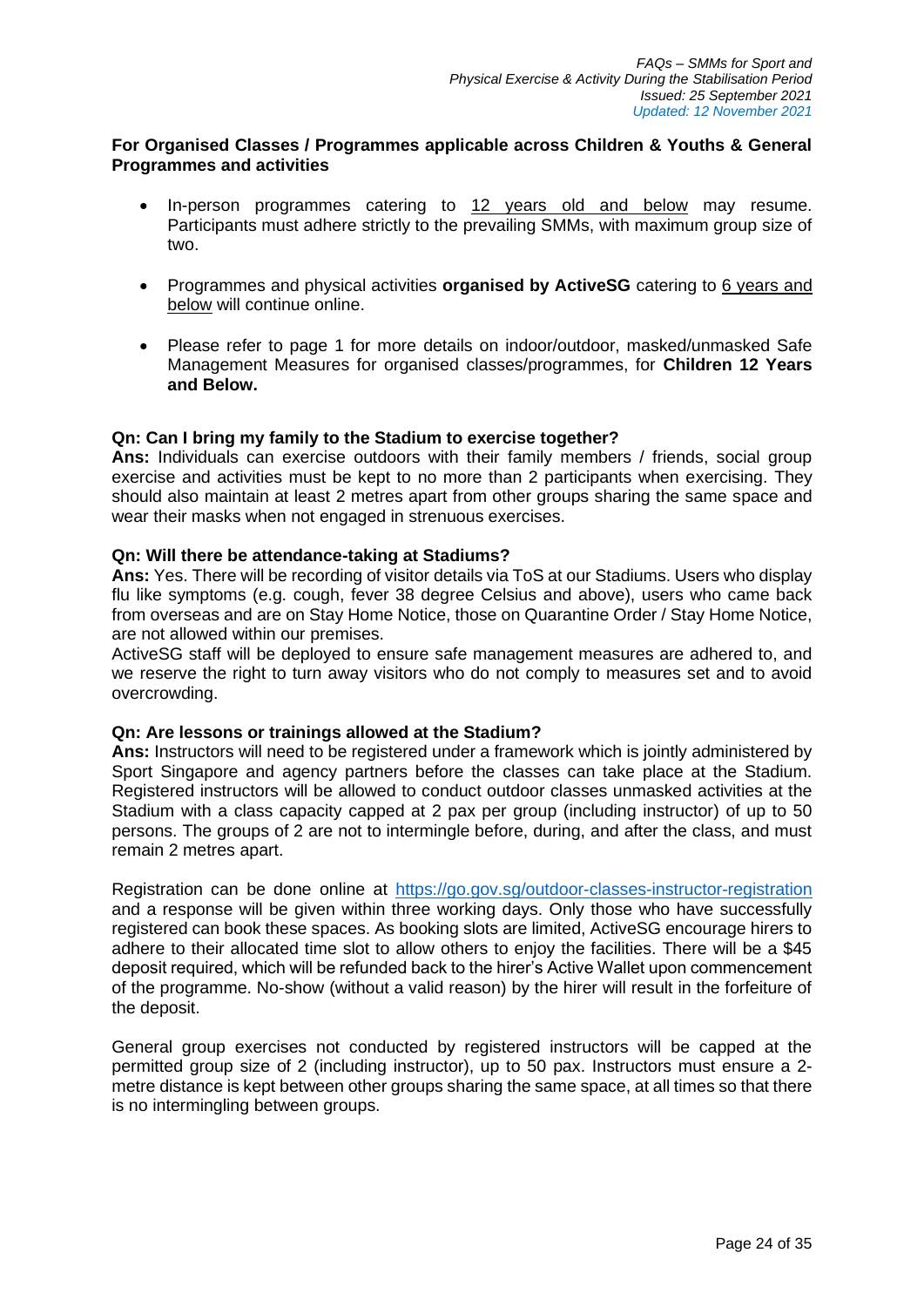**For Organised Classes / Programmes applicable across Children & Youths & General Programmes and activities**

- In-person programmes catering to 12 years old and below may resume. Participants must adhere strictly to the prevailing SMMs, with maximum group size of two.
- Programmes and physical activities **organised by ActiveSG** catering to 6 years and below will continue online.
- Please refer to page 1 for more details on indoor/outdoor, masked/unmasked Safe Management Measures for organised classes/programmes, for **Children 12 Years and Below.**

**Qn: Can I bring my family to the Stadium to exercise together?**
**Ans:** Individuals can exercise outdoors with their family members / friends, social group exercise and activities must be kept to no more than 2 participants when exercising. They should also maintain at least 2 metres apart from other groups sharing the same space and wear their masks when not engaged in strenuous exercises.

**Qn: Will there be attendance-taking at Stadiums?**
**Ans:** Yes. There will be recording of visitor details via ToS at our Stadiums. Users who display flu like symptoms (e.g. cough, fever 38 degree Celsius and above), users who came back from overseas and are on Stay Home Notice, those on Quarantine Order / Stay Home Notice, are not allowed within our premises.
ActiveSG staff will be deployed to ensure safe management measures are adhered to, and we reserve the right to turn away visitors who do not comply to measures set and to avoid overcrowding.

**Qn: Are lessons or trainings allowed at the Stadium?**
**Ans:** Instructors will need to be registered under a framework which is jointly administered by Sport Singapore and agency partners before the classes can take place at the Stadium. Registered instructors will be allowed to conduct outdoor classes unmasked activities at the Stadium with a class capacity capped at 2 pax per group (including instructor) of up to 50 persons. The groups of 2 are not to intermingle before, during, and after the class, and must remain 2 metres apart.

Registration can be done online at https://go.gov.sg/outdoor-classes-instructor-registration and a response will be given within three working days. Only those who have successfully registered can book these spaces. As booking slots are limited, ActiveSG encourage hirers to adhere to their allocated time slot to allow others to enjoy the facilities. There will be a $45 deposit required, which will be refunded back to the hirer's Active Wallet upon commencement of the programme. No-show (without a valid reason) by the hirer will result in the forfeiture of the deposit.

General group exercises not conducted by registered instructors will be capped at the permitted group size of 2 (including instructor), up to 50 pax. Instructors must ensure a 2-metre distance is kept between other groups sharing the same space, at all times so that there is no intermingling between groups.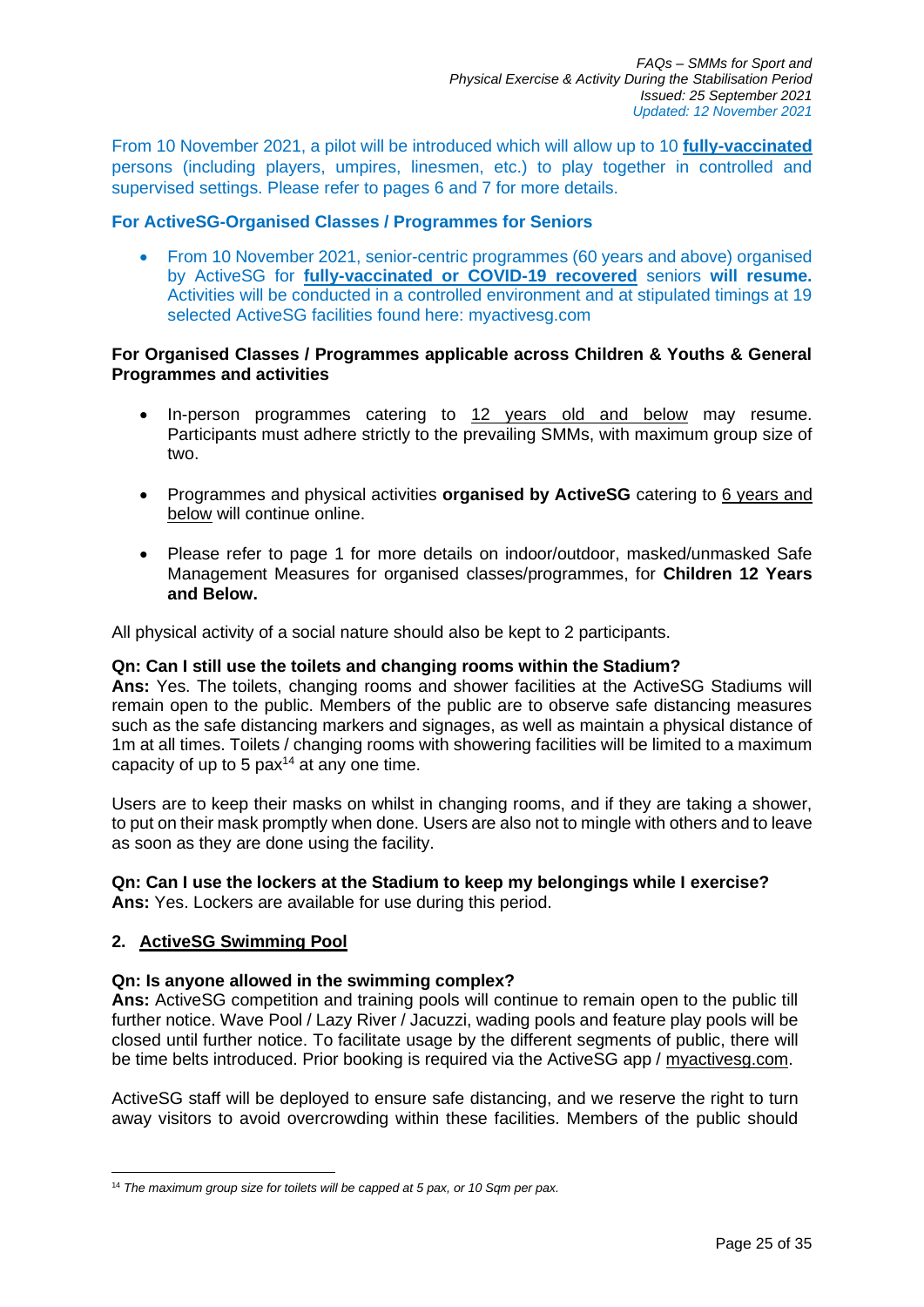From 10 November 2021, a pilot will be introduced which will allow up to 10 **fully-vaccinated** persons (including players, umpires, linesmen, etc.) to play together in controlled and supervised settings. Please refer to pages 6 and 7 for more details.

**For ActiveSG-Organised Classes / Programmes for Seniors**

- From 10 November 2021, senior-centric programmes (60 years and above) organised by ActiveSG for **fully-vaccinated or COVID-19 recovered** seniors **will resume.** Activities will be conducted in a controlled environment and at stipulated timings at 19 selected ActiveSG facilities found here: myactivesg.com

**For Organised Classes / Programmes applicable across Children & Youths & General Programmes and activities**

- In-person programmes catering to 12 years old and below may resume. Participants must adhere strictly to the prevailing SMMs, with maximum group size of two.

- Programmes and physical activities **organised by ActiveSG** catering to 6 years and below will continue online.

- Please refer to page 1 for more details on indoor/outdoor, masked/unmasked Safe Management Measures for organised classes/programmes, for **Children 12 Years and Below.**

All physical activity of a social nature should also be kept to 2 participants.

**Qn: Can I still use the toilets and changing rooms within the Stadium?**
**Ans:** Yes. The toilets, changing rooms and shower facilities at the ActiveSG Stadiums will remain open to the public. Members of the public are to observe safe distancing measures such as the safe distancing markers and signages, as well as maintain a physical distance of 1m at all times. Toilets / changing rooms with showering facilities will be limited to a maximum capacity of up to 5 pax[14] at any one time.

Users are to keep their masks on whilst in changing rooms, and if they are taking a shower, to put on their mask promptly when done. Users are also not to mingle with others and to leave as soon as they are done using the facility.

**Qn: Can I use the lockers at the Stadium to keep my belongings while I exercise?**
**Ans:** Yes. Lockers are available for use during this period.

## 2. ActiveSG Swimming Pool

**Qn: Is anyone allowed in the swimming complex?**
**Ans:** ActiveSG competition and training pools will continue to remain open to the public till further notice. Wave Pool / Lazy River / Jacuzzi, wading pools and feature play pools will be closed until further notice. To facilitate usage by the different segments of public, there will be time belts introduced. Prior booking is required via the ActiveSG app / myactivesg.com.

ActiveSG staff will be deployed to ensure safe distancing, and we reserve the right to turn away visitors to avoid overcrowding within these facilities. Members of the public should

[14] *The maximum group size for toilets will be capped at 5 pax, or 10 Sqm per pax.*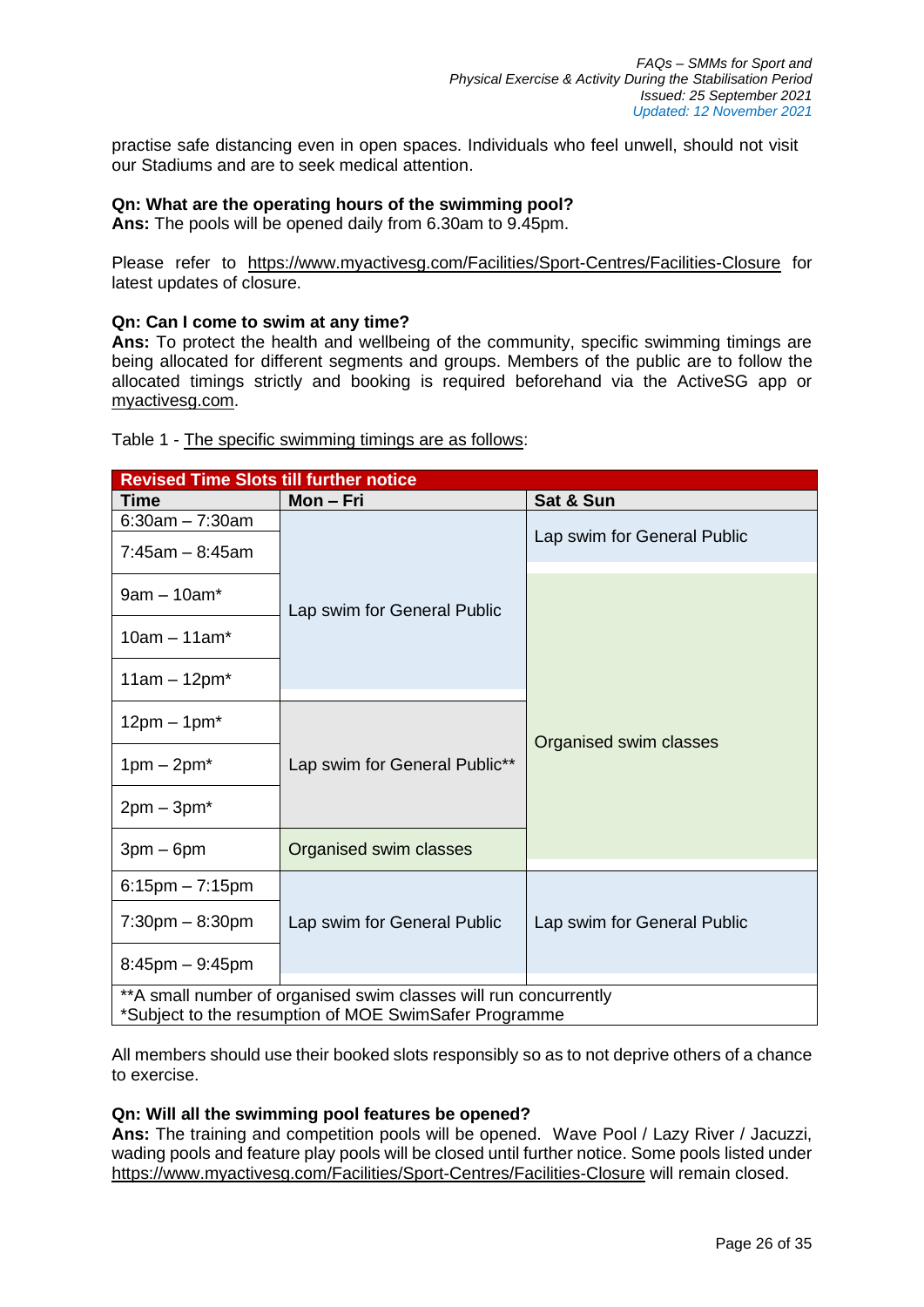practise safe distancing even in open spaces. Individuals who feel unwell, should not visit our Stadiums and are to seek medical attention.

**Qn: What are the operating hours of the swimming pool?**
**Ans:** The pools will be opened daily from 6.30am to 9.45pm.

Please refer to https://www.myactivesg.com/Facilities/Sport-Centres/Facilities-Closure for latest updates of closure.

**Qn: Can I come to swim at any time?**
**Ans:** To protect the health and wellbeing of the community, specific swimming timings are being allocated for different segments and groups. Members of the public are to follow the allocated timings strictly and booking is required beforehand via the ActiveSG app or myactivesg.com.

Table 1 - The specific swimming timings are as follows:

| Revised Time Slots till further notice | | |
|---|---|---|
| **Time** | **Mon – Fri** | **Sat & Sun** |
| 6:30am – 7:30am | Lap swim for General Public | Lap swim for General Public |
| 7:45am – 8:45am | Lap swim for General Public | Lap swim for General Public |
| 9am – 10am* | Lap swim for General Public | Organised swim classes |
| 10am – 11am* | Lap swim for General Public | Organised swim classes |
| 11am – 12pm* | Lap swim for General Public | Organised swim classes |
| 12pm – 1pm* | Lap swim for General Public** | Organised swim classes |
| 1pm – 2pm* | Lap swim for General Public** | Organised swim classes |
| 2pm – 3pm* | Lap swim for General Public** | Organised swim classes |
| 3pm – 6pm | Organised swim classes | Organised swim classes |
| 6:15pm – 7:15pm | Lap swim for General Public | Lap swim for General Public |
| 7:30pm – 8:30pm | Lap swim for General Public | Lap swim for General Public |
| 8:45pm – 9:45pm | Lap swim for General Public | Lap swim for General Public |

**A small number of organised swim classes will run concurrently
*Subject to the resumption of MOE SwimSafer Programme

All members should use their booked slots responsibly so as to not deprive others of a chance to exercise.

**Qn: Will all the swimming pool features be opened?**
**Ans:** The training and competition pools will be opened. Wave Pool / Lazy River / Jacuzzi, wading pools and feature play pools will be closed until further notice. Some pools listed under https://www.myactivesg.com/Facilities/Sport-Centres/Facilities-Closure will remain closed.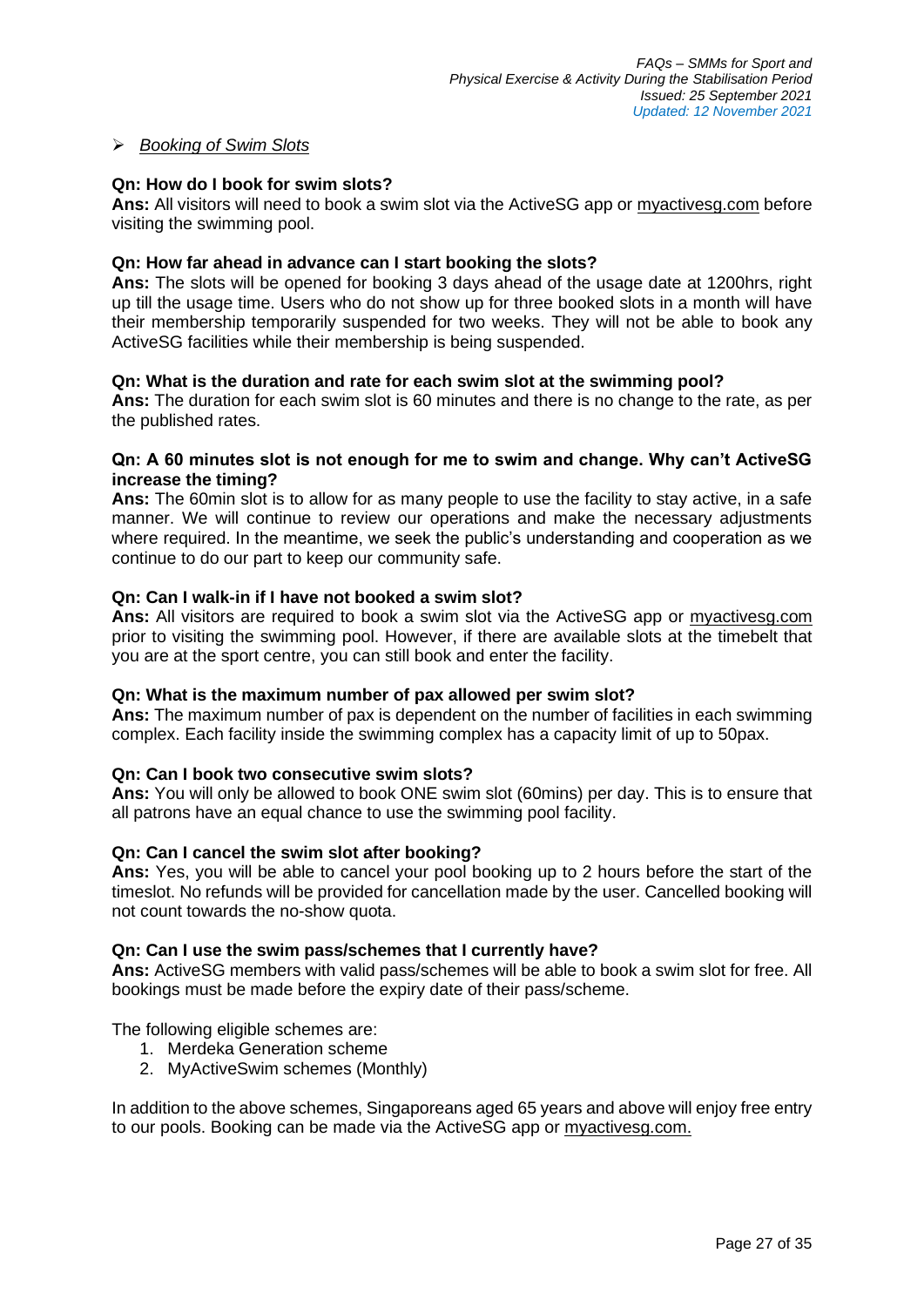- *Booking of Swim Slots*

**Qn: How do I book for swim slots?**
**Ans:** All visitors will need to book a swim slot via the ActiveSG app or myactivesg.com before visiting the swimming pool.

**Qn: How far ahead in advance can I start booking the slots?**
**Ans:** The slots will be opened for booking 3 days ahead of the usage date at 1200hrs, right up till the usage time. Users who do not show up for three booked slots in a month will have their membership temporarily suspended for two weeks. They will not be able to book any ActiveSG facilities while their membership is being suspended.

**Qn: What is the duration and rate for each swim slot at the swimming pool?**
**Ans:** The duration for each swim slot is 60 minutes and there is no change to the rate, as per the published rates.

**Qn: A 60 minutes slot is not enough for me to swim and change. Why can't ActiveSG increase the timing?**
**Ans:** The 60min slot is to allow for as many people to use the facility to stay active, in a safe manner. We will continue to review our operations and make the necessary adjustments where required. In the meantime, we seek the public's understanding and cooperation as we continue to do our part to keep our community safe.

**Qn: Can I walk-in if I have not booked a swim slot?**
**Ans:** All visitors are required to book a swim slot via the ActiveSG app or myactivesg.com prior to visiting the swimming pool. However, if there are available slots at the timebelt that you are at the sport centre, you can still book and enter the facility.

**Qn: What is the maximum number of pax allowed per swim slot?**
**Ans:** The maximum number of pax is dependent on the number of facilities in each swimming complex. Each facility inside the swimming complex has a capacity limit of up to 50pax.

**Qn: Can I book two consecutive swim slots?**
**Ans:** You will only be allowed to book ONE swim slot (60mins) per day. This is to ensure that all patrons have an equal chance to use the swimming pool facility.

**Qn: Can I cancel the swim slot after booking?**
**Ans:** Yes, you will be able to cancel your pool booking up to 2 hours before the start of the timeslot. No refunds will be provided for cancellation made by the user. Cancelled booking will not count towards the no-show quota.

**Qn: Can I use the swim pass/schemes that I currently have?**
**Ans:** ActiveSG members with valid pass/schemes will be able to book a swim slot for free. All bookings must be made before the expiry date of their pass/scheme.

The following eligible schemes are:

1. Merdeka Generation scheme
2. MyActiveSwim schemes (Monthly)

In addition to the above schemes, Singaporeans aged 65 years and above will enjoy free entry to our pools. Booking can be made via the ActiveSG app or myactivesg.com.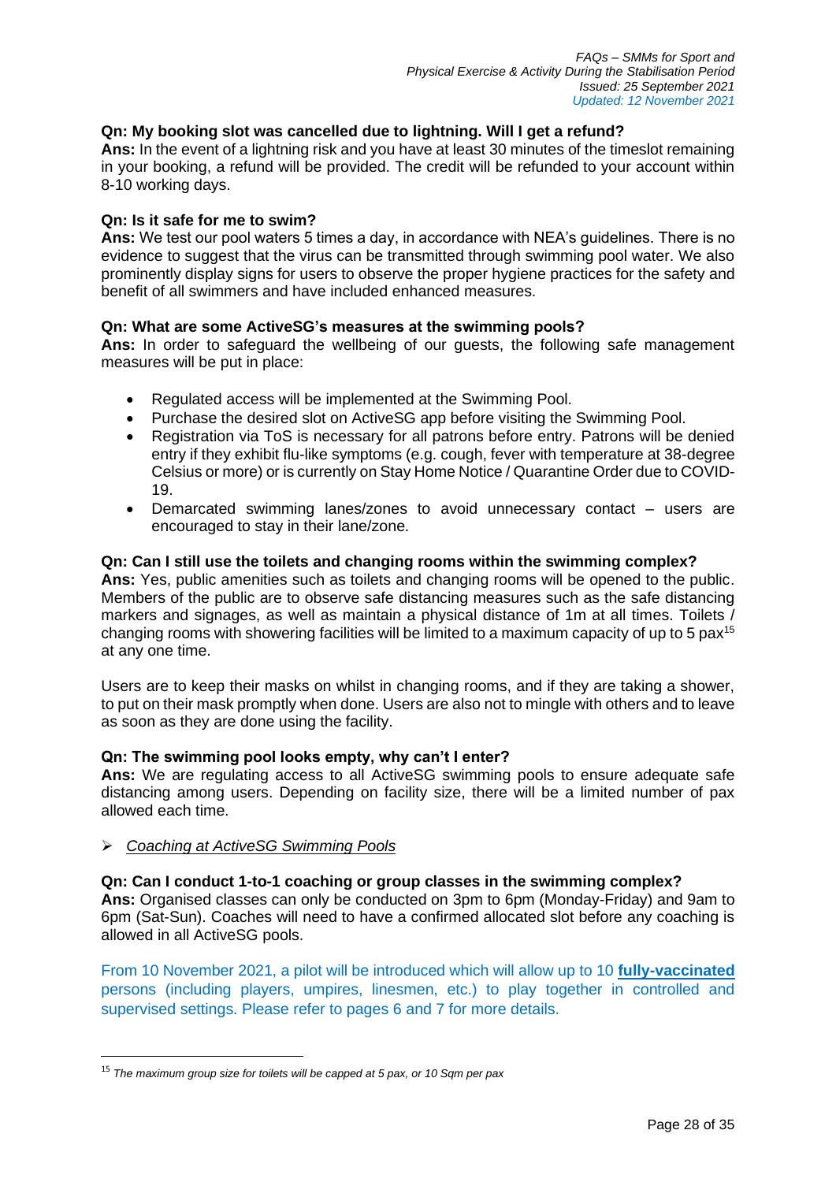**Qn: My booking slot was cancelled due to lightning. Will I get a refund?**
**Ans:** In the event of a lightning risk and you have at least 30 minutes of the timeslot remaining in your booking, a refund will be provided. The credit will be refunded to your account within 8-10 working days.

**Qn: Is it safe for me to swim?**
**Ans:** We test our pool waters 5 times a day, in accordance with NEA's guidelines. There is no evidence to suggest that the virus can be transmitted through swimming pool water. We also prominently display signs for users to observe the proper hygiene practices for the safety and benefit of all swimmers and have included enhanced measures.

**Qn: What are some ActiveSG's measures at the swimming pools?**
**Ans:** In order to safeguard the wellbeing of our guests, the following safe management measures will be put in place:

- Regulated access will be implemented at the Swimming Pool.
- Purchase the desired slot on ActiveSG app before visiting the Swimming Pool.
- Registration via ToS is necessary for all patrons before entry. Patrons will be denied entry if they exhibit flu-like symptoms (e.g. cough, fever with temperature at 38-degree Celsius or more) or is currently on Stay Home Notice / Quarantine Order due to COVID-19.
- Demarcated swimming lanes/zones to avoid unnecessary contact – users are encouraged to stay in their lane/zone.

**Qn: Can I still use the toilets and changing rooms within the swimming complex?**
**Ans:** Yes, public amenities such as toilets and changing rooms will be opened to the public. Members of the public are to observe safe distancing measures such as the safe distancing markers and signages, as well as maintain a physical distance of 1m at all times. Toilets / changing rooms with showering facilities will be limited to a maximum capacity of up to 5 pax[15] at any one time.

Users are to keep their masks on whilst in changing rooms, and if they are taking a shower, to put on their mask promptly when done. Users are also not to mingle with others and to leave as soon as they are done using the facility.

**Qn: The swimming pool looks empty, why can't I enter?**
**Ans:** We are regulating access to all ActiveSG swimming pools to ensure adequate safe distancing among users. Depending on facility size, there will be a limited number of pax allowed each time.

➢ *Coaching at ActiveSG Swimming Pools*

**Qn: Can I conduct 1-to-1 coaching or group classes in the swimming complex?**
**Ans:** Organised classes can only be conducted on 3pm to 6pm (Monday-Friday) and 9am to 6pm (Sat-Sun). Coaches will need to have a confirmed allocated slot before any coaching is allowed in all ActiveSG pools.

From 10 November 2021, a pilot will be introduced which will allow up to 10 **fully-vaccinated** persons (including players, umpires, linesmen, etc.) to play together in controlled and supervised settings. Please refer to pages 6 and 7 for more details.

---

[15] *The maximum group size for toilets will be capped at 5 pax, or 10 Sqm per pax*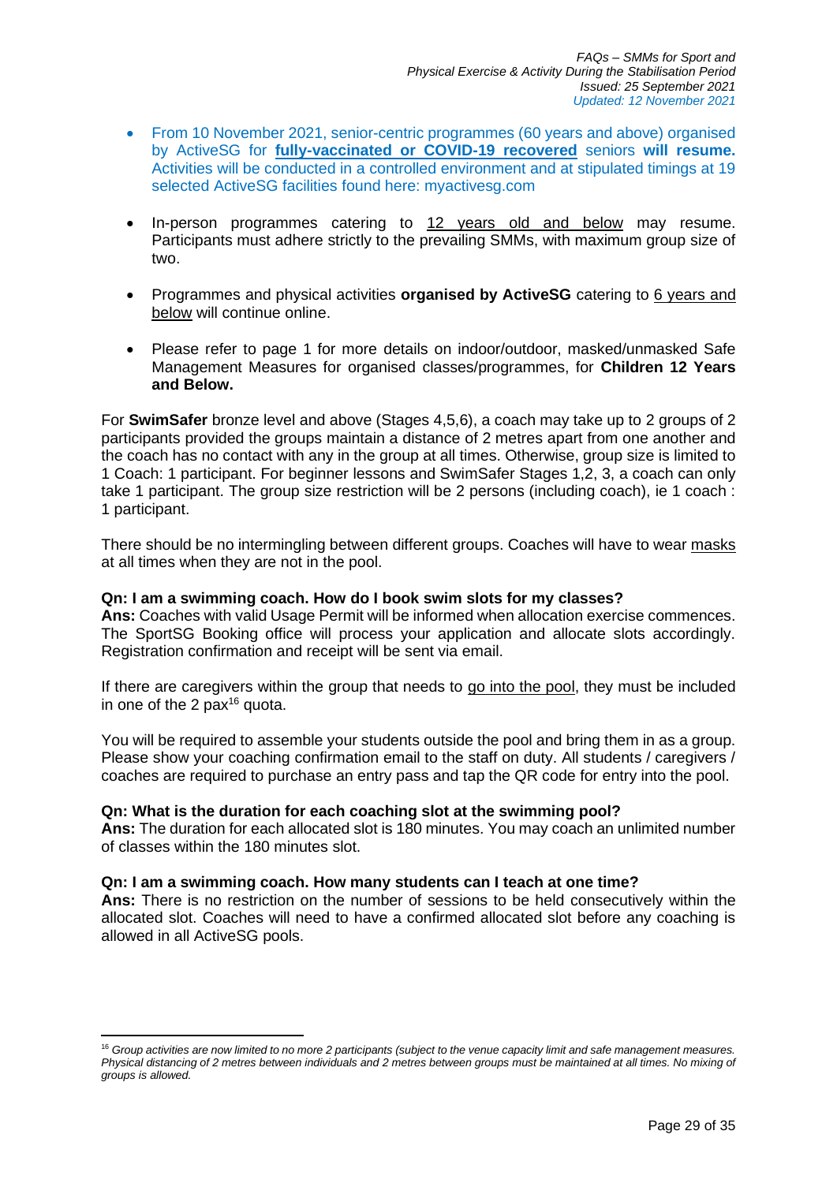- From 10 November 2021, senior-centric programmes (60 years and above) organised by ActiveSG for **fully-vaccinated or COVID-19 recovered** seniors **will resume.** Activities will be conducted in a controlled environment and at stipulated timings at 19 selected ActiveSG facilities found here: myactivesg.com

- In-person programmes catering to 12 years old and below may resume. Participants must adhere strictly to the prevailing SMMs, with maximum group size of two.

- Programmes and physical activities **organised by ActiveSG** catering to 6 years and below will continue online.

- Please refer to page 1 for more details on indoor/outdoor, masked/unmasked Safe Management Measures for organised classes/programmes, for **Children 12 Years and Below.**

For **SwimSafer** bronze level and above (Stages 4,5,6), a coach may take up to 2 groups of 2 participants provided the groups maintain a distance of 2 metres apart from one another and the coach has no contact with any in the group at all times. Otherwise, group size is limited to 1 Coach: 1 participant. For beginner lessons and SwimSafer Stages 1,2, 3, a coach can only take 1 participant. The group size restriction will be 2 persons (including coach), ie 1 coach : 1 participant.

There should be no intermingling between different groups. Coaches will have to wear masks at all times when they are not in the pool.

**Qn: I am a swimming coach. How do I book swim slots for my classes?**
**Ans:** Coaches with valid Usage Permit will be informed when allocation exercise commences. The SportSG Booking office will process your application and allocate slots accordingly. Registration confirmation and receipt will be sent via email.

If there are caregivers within the group that needs to go into the pool, they must be included in one of the 2 pax[16] quota.

You will be required to assemble your students outside the pool and bring them in as a group. Please show your coaching confirmation email to the staff on duty. All students / caregivers / coaches are required to purchase an entry pass and tap the QR code for entry into the pool.

**Qn: What is the duration for each coaching slot at the swimming pool?**
**Ans:** The duration for each allocated slot is 180 minutes. You may coach an unlimited number of classes within the 180 minutes slot.

**Qn: I am a swimming coach. How many students can I teach at one time?**
**Ans:** There is no restriction on the number of sessions to be held consecutively within the allocated slot. Coaches will need to have a confirmed allocated slot before any coaching is allowed in all ActiveSG pools.

---

[16] *Group activities are now limited to no more 2 participants (subject to the venue capacity limit and safe management measures. Physical distancing of 2 metres between individuals and 2 metres between groups must be maintained at all times. No mixing of groups is allowed.*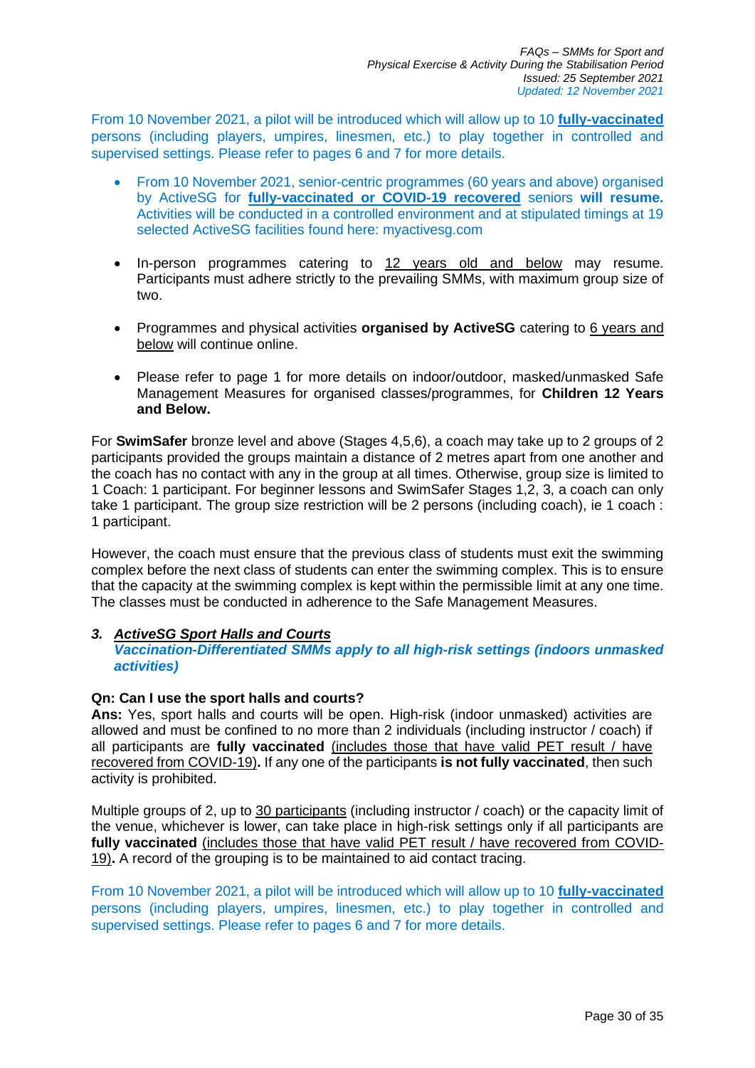From 10 November 2021, a pilot will be introduced which will allow up to 10 **fully-vaccinated** persons (including players, umpires, linesmen, etc.) to play together in controlled and supervised settings. Please refer to pages 6 and 7 for more details.

- From 10 November 2021, senior-centric programmes (60 years and above) organised by ActiveSG for **fully-vaccinated or COVID-19 recovered** seniors **will resume.** Activities will be conducted in a controlled environment and at stipulated timings at 19 selected ActiveSG facilities found here: myactivesg.com

- In-person programmes catering to 12 years old and below may resume. Participants must adhere strictly to the prevailing SMMs, with maximum group size of two.

- Programmes and physical activities **organised by ActiveSG** catering to 6 years and below will continue online.

- Please refer to page 1 for more details on indoor/outdoor, masked/unmasked Safe Management Measures for organised classes/programmes, for **Children 12 Years and Below.**

For **SwimSafer** bronze level and above (Stages 4,5,6), a coach may take up to 2 groups of 2 participants provided the groups maintain a distance of 2 metres apart from one another and the coach has no contact with any in the group at all times. Otherwise, group size is limited to 1 Coach: 1 participant. For beginner lessons and SwimSafer Stages 1,2, 3, a coach can only take 1 participant. The group size restriction will be 2 persons (including coach), ie 1 coach : 1 participant.

However, the coach must ensure that the previous class of students must exit the swimming complex before the next class of students can enter the swimming complex. This is to ensure that the capacity at the swimming complex is kept within the permissible limit at any one time. The classes must be conducted in adherence to the Safe Management Measures.

### 3. ***ActiveSG Sport Halls and Courts***
***Vaccination-Differentiated SMMs apply to all high-risk settings (indoors unmasked activities)***

**Qn: Can I use the sport halls and courts?**
**Ans:** Yes, sport halls and courts will be open. High-risk (indoor unmasked) activities are allowed and must be confined to no more than 2 individuals (including instructor / coach) if all participants are **fully vaccinated** (includes those that have valid PET result / have recovered from COVID-19)**.** If any one of the participants **is not fully vaccinated**, then such activity is prohibited.

Multiple groups of 2, up to 30 participants (including instructor / coach) or the capacity limit of the venue, whichever is lower, can take place in high-risk settings only if all participants are **fully vaccinated** (includes those that have valid PET result / have recovered from COVID-19)**.** A record of the grouping is to be maintained to aid contact tracing.

From 10 November 2021, a pilot will be introduced which will allow up to 10 **fully-vaccinated** persons (including players, umpires, linesmen, etc.) to play together in controlled and supervised settings. Please refer to pages 6 and 7 for more details.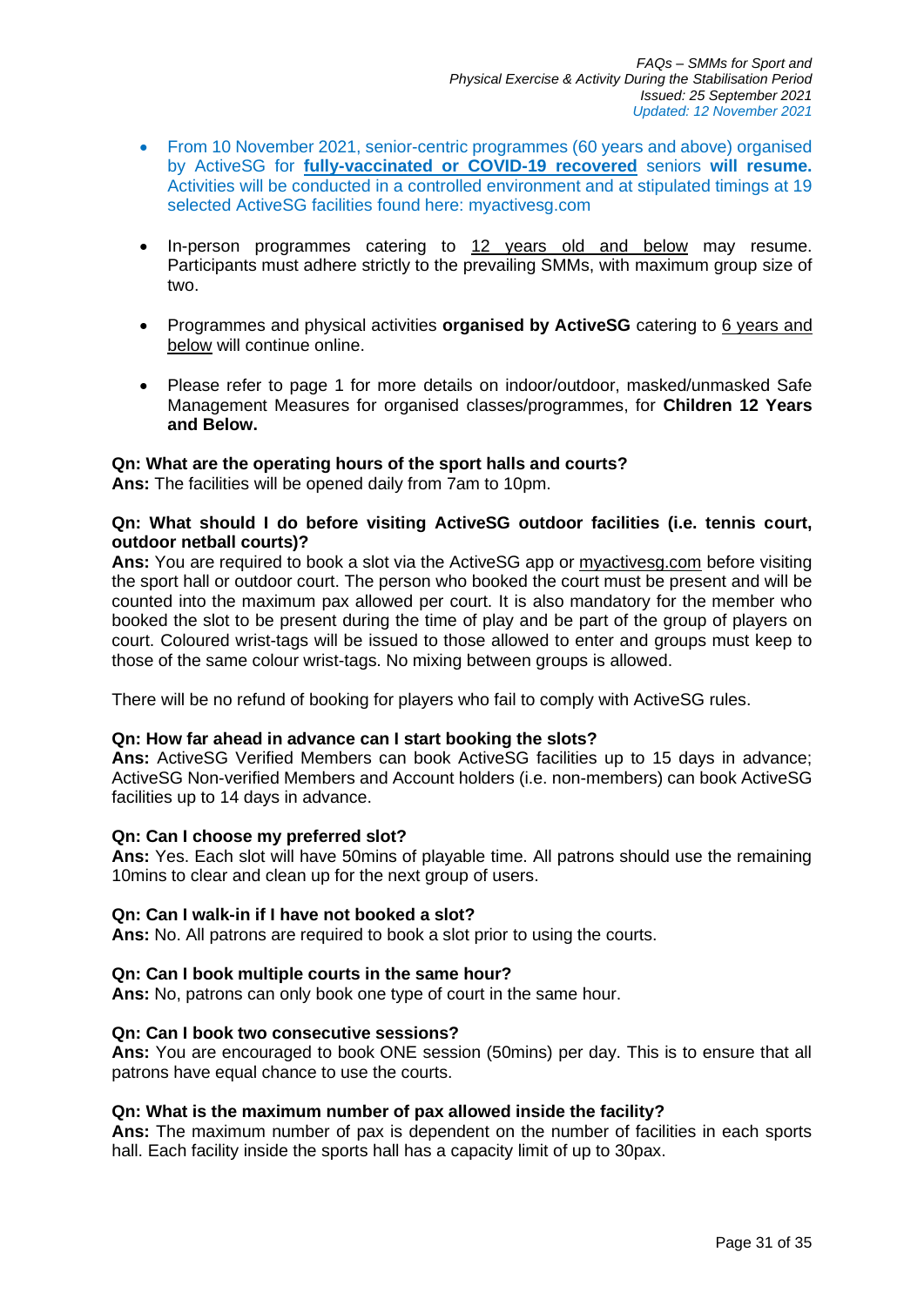- From 10 November 2021, senior-centric programmes (60 years and above) organised by ActiveSG for **fully-vaccinated or COVID-19 recovered** seniors **will resume.** Activities will be conducted in a controlled environment and at stipulated timings at 19 selected ActiveSG facilities found here: myactivesg.com

- In-person programmes catering to 12 years old and below may resume. Participants must adhere strictly to the prevailing SMMs, with maximum group size of two.

- Programmes and physical activities **organised by ActiveSG** catering to 6 years and below will continue online.

- Please refer to page 1 for more details on indoor/outdoor, masked/unmasked Safe Management Measures for organised classes/programmes, for **Children 12 Years and Below.**

**Qn: What are the operating hours of the sport halls and courts?**
**Ans:** The facilities will be opened daily from 7am to 10pm.

**Qn: What should I do before visiting ActiveSG outdoor facilities (i.e. tennis court, outdoor netball courts)?**
**Ans:** You are required to book a slot via the ActiveSG app or myactivesg.com before visiting the sport hall or outdoor court. The person who booked the court must be present and will be counted into the maximum pax allowed per court. It is also mandatory for the member who booked the slot to be present during the time of play and be part of the group of players on court. Coloured wrist-tags will be issued to those allowed to enter and groups must keep to those of the same colour wrist-tags. No mixing between groups is allowed.

There will be no refund of booking for players who fail to comply with ActiveSG rules.

**Qn: How far ahead in advance can I start booking the slots?**
**Ans:** ActiveSG Verified Members can book ActiveSG facilities up to 15 days in advance; ActiveSG Non-verified Members and Account holders (i.e. non-members) can book ActiveSG facilities up to 14 days in advance.

**Qn: Can I choose my preferred slot?**
**Ans:** Yes. Each slot will have 50mins of playable time. All patrons should use the remaining 10mins to clear and clean up for the next group of users.

**Qn: Can I walk-in if I have not booked a slot?**
**Ans:** No. All patrons are required to book a slot prior to using the courts.

**Qn: Can I book multiple courts in the same hour?**
**Ans:** No, patrons can only book one type of court in the same hour.

**Qn: Can I book two consecutive sessions?**
**Ans:** You are encouraged to book ONE session (50mins) per day. This is to ensure that all patrons have equal chance to use the courts.

**Qn: What is the maximum number of pax allowed inside the facility?**
**Ans:** The maximum number of pax is dependent on the number of facilities in each sports hall. Each facility inside the sports hall has a capacity limit of up to 30pax.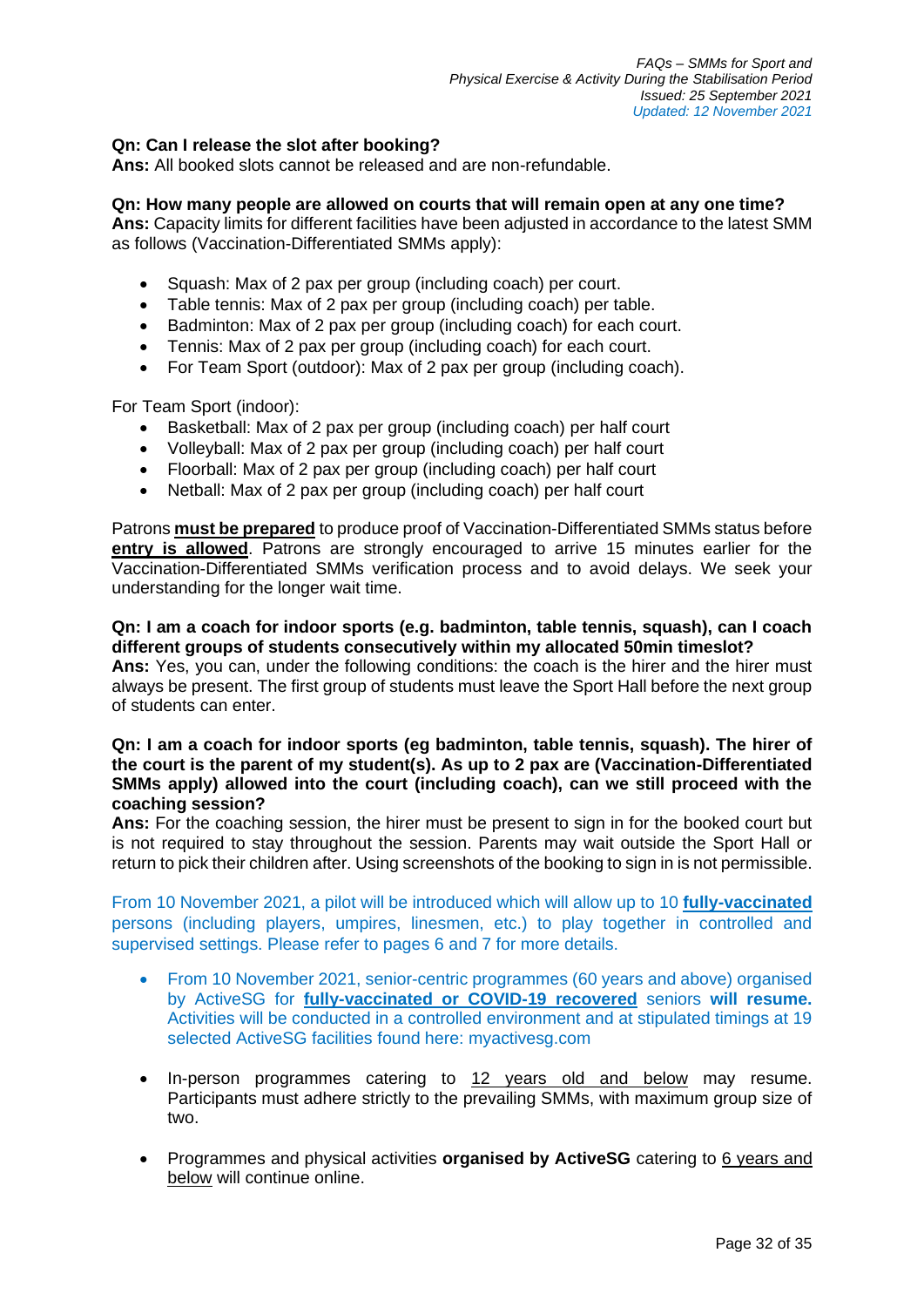**Qn: Can I release the slot after booking?**
**Ans:** All booked slots cannot be released and are non-refundable.

**Qn: How many people are allowed on courts that will remain open at any one time?**
**Ans:** Capacity limits for different facilities have been adjusted in accordance to the latest SMM as follows (Vaccination-Differentiated SMMs apply):

- Squash: Max of 2 pax per group (including coach) per court.
- Table tennis: Max of 2 pax per group (including coach) per table.
- Badminton: Max of 2 pax per group (including coach) for each court.
- Tennis: Max of 2 pax per group (including coach) for each court.
- For Team Sport (outdoor): Max of 2 pax per group (including coach).

For Team Sport (indoor):

- Basketball: Max of 2 pax per group (including coach) per half court
- Volleyball: Max of 2 pax per group (including coach) per half court
- Floorball: Max of 2 pax per group (including coach) per half court
- Netball: Max of 2 pax per group (including coach) per half court

Patrons **must be prepared** to produce proof of Vaccination-Differentiated SMMs status before **entry is allowed**. Patrons are strongly encouraged to arrive 15 minutes earlier for the Vaccination-Differentiated SMMs verification process and to avoid delays. We seek your understanding for the longer wait time.

**Qn: I am a coach for indoor sports (e.g. badminton, table tennis, squash), can I coach different groups of students consecutively within my allocated 50min timeslot?**
**Ans:** Yes, you can, under the following conditions: the coach is the hirer and the hirer must always be present. The first group of students must leave the Sport Hall before the next group of students can enter.

**Qn: I am a coach for indoor sports (eg badminton, table tennis, squash). The hirer of the court is the parent of my student(s). As up to 2 pax are (Vaccination-Differentiated SMMs apply) allowed into the court (including coach), can we still proceed with the coaching session?**
**Ans:** For the coaching session, the hirer must be present to sign in for the booked court but is not required to stay throughout the session. Parents may wait outside the Sport Hall or return to pick their children after. Using screenshots of the booking to sign in is not permissible.

From 10 November 2021, a pilot will be introduced which will allow up to 10 **fully-vaccinated** persons (including players, umpires, linesmen, etc.) to play together in controlled and supervised settings. Please refer to pages 6 and 7 for more details.

- From 10 November 2021, senior-centric programmes (60 years and above) organised by ActiveSG for **fully-vaccinated or COVID-19 recovered** seniors **will resume.** Activities will be conducted in a controlled environment and at stipulated timings at 19 selected ActiveSG facilities found here: myactivesg.com

- In-person programmes catering to 12 years old and below may resume. Participants must adhere strictly to the prevailing SMMs, with maximum group size of two.

- Programmes and physical activities **organised by ActiveSG** catering to 6 years and below will continue online.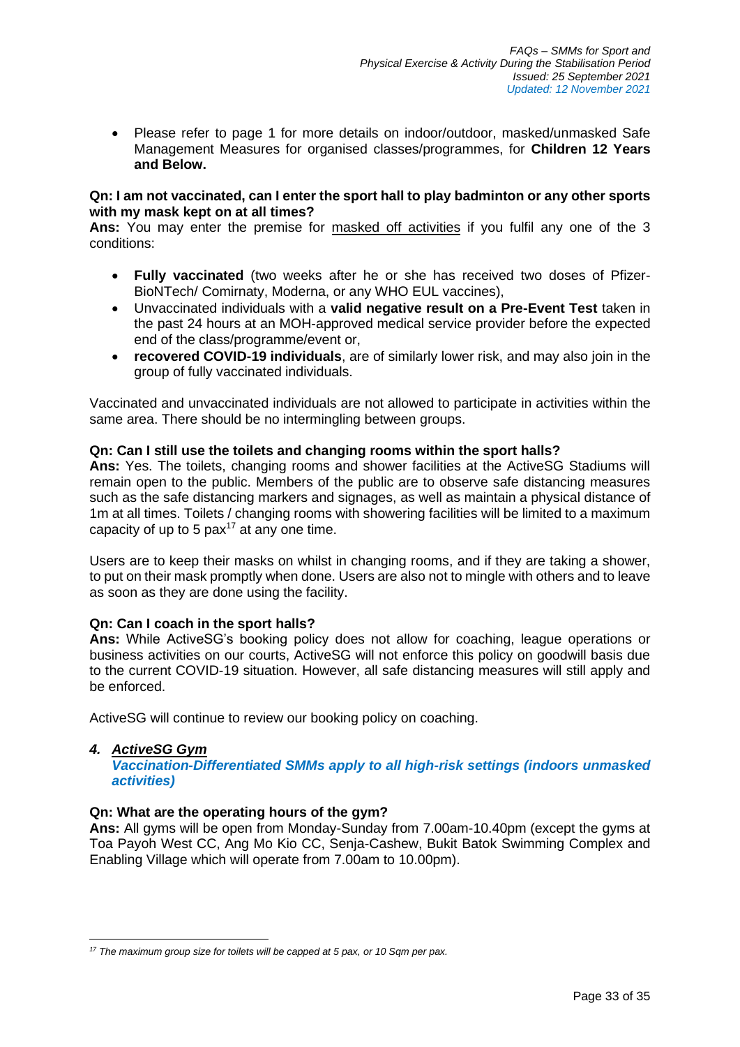- Please refer to page 1 for more details on indoor/outdoor, masked/unmasked Safe Management Measures for organised classes/programmes, for **Children 12 Years and Below.**

**Qn: I am not vaccinated, can I enter the sport hall to play badminton or any other sports with my mask kept on at all times?**

**Ans:** You may enter the premise for masked off activities if you fulfil any one of the 3 conditions:

- **Fully vaccinated** (two weeks after he or she has received two doses of Pfizer-BioNTech/ Comirnaty, Moderna, or any WHO EUL vaccines),
- Unvaccinated individuals with a **valid negative result on a Pre-Event Test** taken in the past 24 hours at an MOH-approved medical service provider before the expected end of the class/programme/event or,
- **recovered COVID-19 individuals**, are of similarly lower risk, and may also join in the group of fully vaccinated individuals.

Vaccinated and unvaccinated individuals are not allowed to participate in activities within the same area. There should be no intermingling between groups.

**Qn: Can I still use the toilets and changing rooms within the sport halls?**

**Ans:** Yes. The toilets, changing rooms and shower facilities at the ActiveSG Stadiums will remain open to the public. Members of the public are to observe safe distancing measures such as the safe distancing markers and signages, as well as maintain a physical distance of 1m at all times. Toilets / changing rooms with showering facilities will be limited to a maximum capacity of up to 5 pax[17] at any one time.

Users are to keep their masks on whilst in changing rooms, and if they are taking a shower, to put on their mask promptly when done. Users are also not to mingle with others and to leave as soon as they are done using the facility.

**Qn: Can I coach in the sport halls?**

**Ans:** While ActiveSG's booking policy does not allow for coaching, league operations or business activities on our courts, ActiveSG will not enforce this policy on goodwill basis due to the current COVID-19 situation. However, all safe distancing measures will still apply and be enforced.

ActiveSG will continue to review our booking policy on coaching.

### 4. *ActiveSG Gym*

***Vaccination-Differentiated SMMs apply to all high-risk settings (indoors unmasked activities)***

**Qn: What are the operating hours of the gym?**

**Ans:** All gyms will be open from Monday-Sunday from 7.00am-10.40pm (except the gyms at Toa Payoh West CC, Ang Mo Kio CC, Senja-Cashew, Bukit Batok Swimming Complex and Enabling Village which will operate from 7.00am to 10.00pm).

---

[17] *The maximum group size for toilets will be capped at 5 pax, or 10 Sqm per pax.*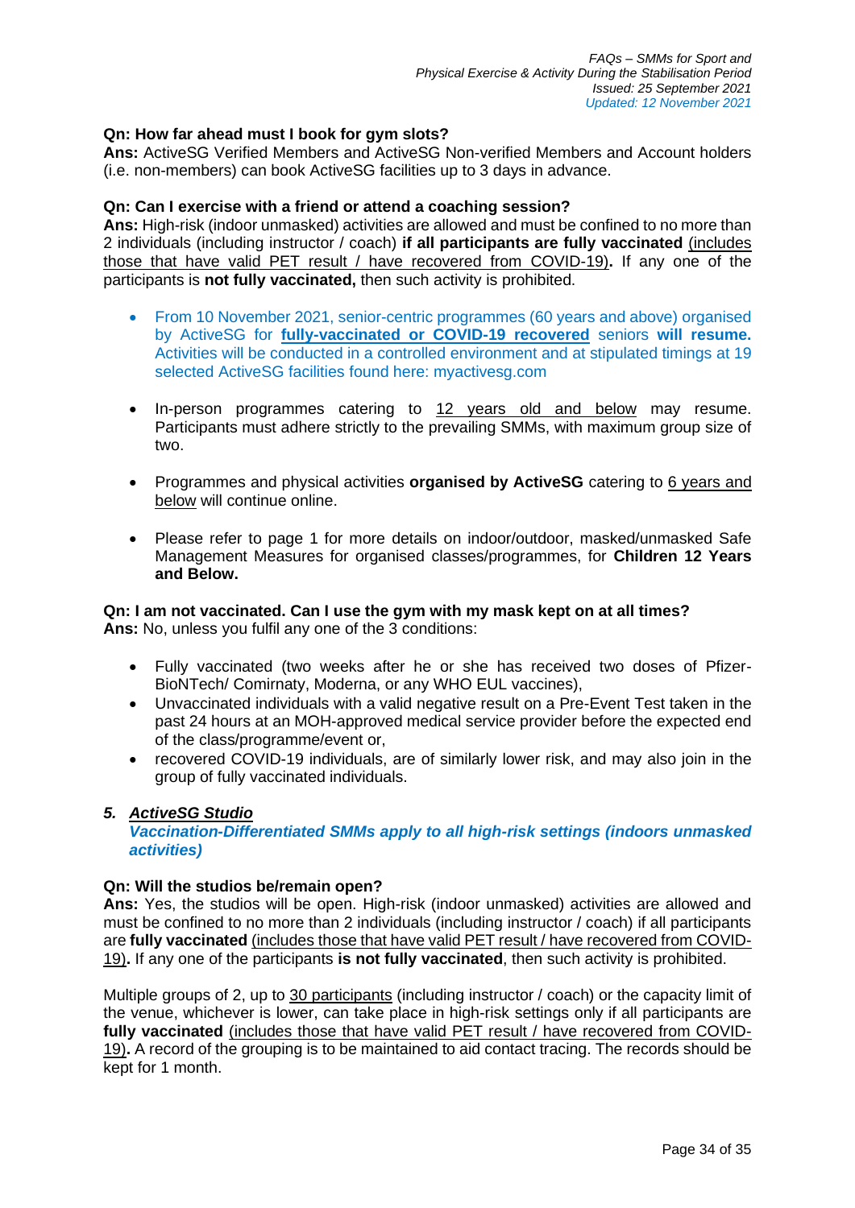**Qn: How far ahead must I book for gym slots?**
**Ans:** ActiveSG Verified Members and ActiveSG Non-verified Members and Account holders (i.e. non-members) can book ActiveSG facilities up to 3 days in advance.

**Qn: Can I exercise with a friend or attend a coaching session?**
**Ans:** High-risk (indoor unmasked) activities are allowed and must be confined to no more than 2 individuals (including instructor / coach) **if all participants are fully vaccinated** (includes those that have valid PET result / have recovered from COVID-19)**.** If any one of the participants is **not fully vaccinated,** then such activity is prohibited.

- From 10 November 2021, senior-centric programmes (60 years and above) organised by ActiveSG for **fully-vaccinated or COVID-19 recovered** seniors **will resume.** Activities will be conducted in a controlled environment and at stipulated timings at 19 selected ActiveSG facilities found here: myactivesg.com

- In-person programmes catering to 12 years old and below may resume. Participants must adhere strictly to the prevailing SMMs, with maximum group size of two.

- Programmes and physical activities **organised by ActiveSG** catering to 6 years and below will continue online.

- Please refer to page 1 for more details on indoor/outdoor, masked/unmasked Safe Management Measures for organised classes/programmes, for **Children 12 Years and Below.**

**Qn: I am not vaccinated. Can I use the gym with my mask kept on at all times?**
**Ans:** No, unless you fulfil any one of the 3 conditions:

- Fully vaccinated (two weeks after he or she has received two doses of Pfizer-BioNTech/ Comirnaty, Moderna, or any WHO EUL vaccines),
- Unvaccinated individuals with a valid negative result on a Pre-Event Test taken in the past 24 hours at an MOH-approved medical service provider before the expected end of the class/programme/event or,
- recovered COVID-19 individuals, are of similarly lower risk, and may also join in the group of fully vaccinated individuals.

## *5. ActiveSG Studio*

***Vaccination-Differentiated SMMs apply to all high-risk settings (indoors unmasked activities)***

**Qn: Will the studios be/remain open?**
**Ans:** Yes, the studios will be open. High-risk (indoor unmasked) activities are allowed and must be confined to no more than 2 individuals (including instructor / coach) if all participants are **fully vaccinated** (includes those that have valid PET result / have recovered from COVID-19)**.** If any one of the participants **is not fully vaccinated**, then such activity is prohibited.

Multiple groups of 2, up to 30 participants (including instructor / coach) or the capacity limit of the venue, whichever is lower, can take place in high-risk settings only if all participants are **fully vaccinated** (includes those that have valid PET result / have recovered from COVID-19)**.** A record of the grouping is to be maintained to aid contact tracing. The records should be kept for 1 month.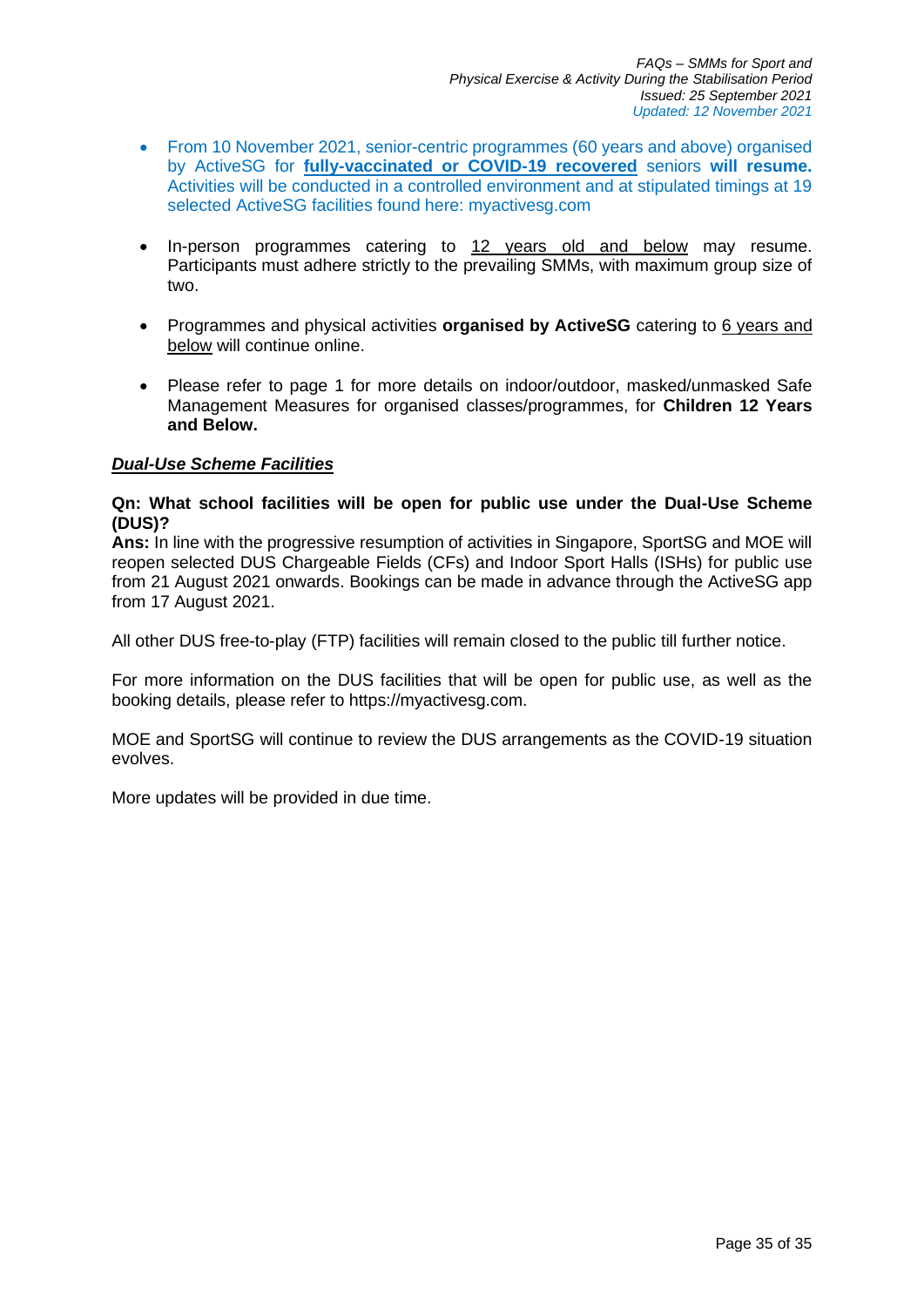- From 10 November 2021, senior-centric programmes (60 years and above) organised by ActiveSG for **fully-vaccinated or COVID-19 recovered** seniors **will resume.** Activities will be conducted in a controlled environment and at stipulated timings at 19 selected ActiveSG facilities found here: myactivesg.com

- In-person programmes catering to 12 years old and below may resume. Participants must adhere strictly to the prevailing SMMs, with maximum group size of two.

- Programmes and physical activities **organised by ActiveSG** catering to 6 years and below will continue online.

- Please refer to page 1 for more details on indoor/outdoor, masked/unmasked Safe Management Measures for organised classes/programmes, for **Children 12 Years and Below.**

***Dual-Use Scheme Facilities***

**Qn: What school facilities will be open for public use under the Dual-Use Scheme (DUS)?**

**Ans:** In line with the progressive resumption of activities in Singapore, SportSG and MOE will reopen selected DUS Chargeable Fields (CFs) and Indoor Sport Halls (ISHs) for public use from 21 August 2021 onwards. Bookings can be made in advance through the ActiveSG app from 17 August 2021.

All other DUS free-to-play (FTP) facilities will remain closed to the public till further notice.

For more information on the DUS facilities that will be open for public use, as well as the booking details, please refer to https://myactivesg.com.

MOE and SportSG will continue to review the DUS arrangements as the COVID-19 situation evolves.

More updates will be provided in due time.